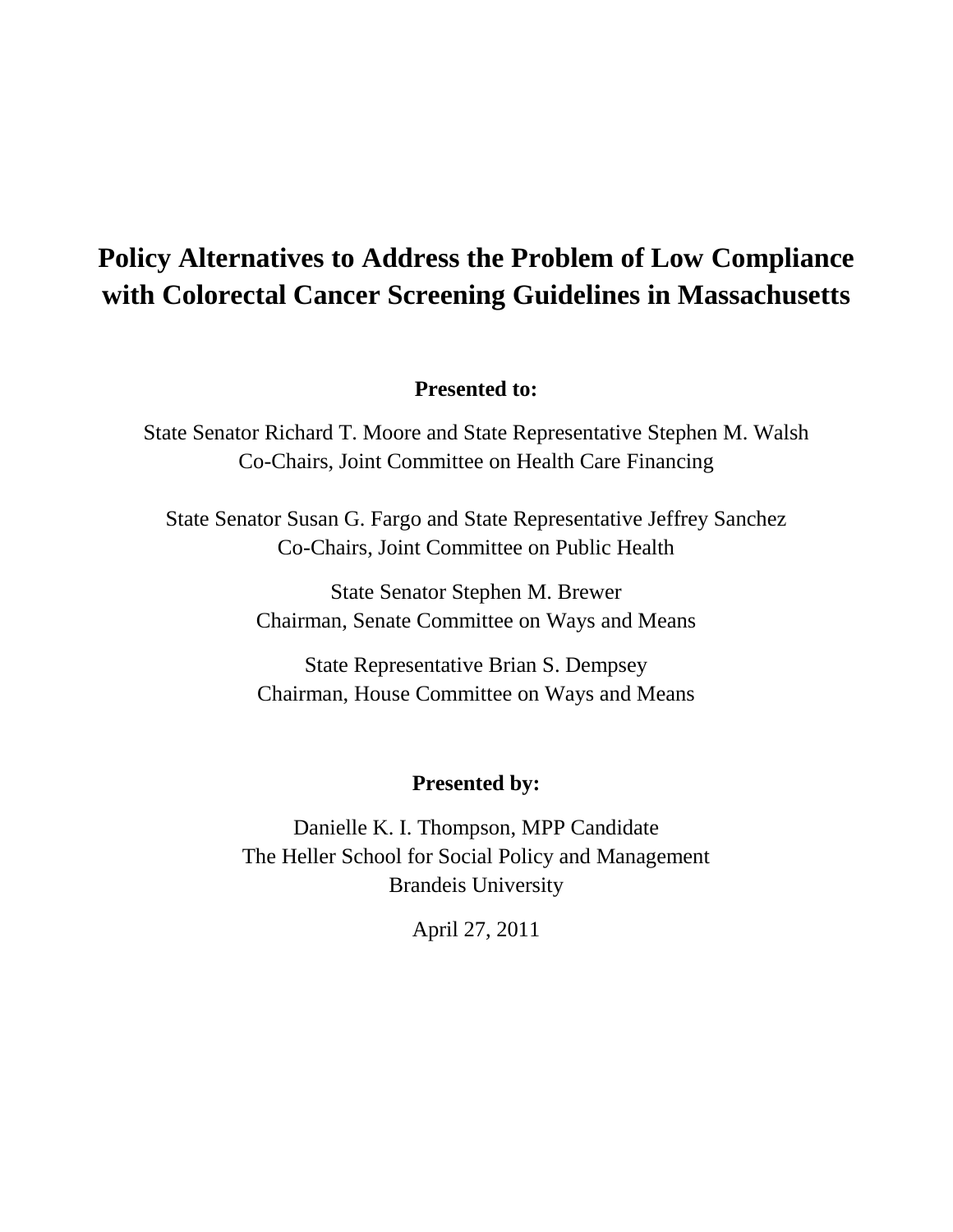# Policy Alternatives to Address the Problem of Low Compliance with Colorectal Cancer Screening Guidelines in Massachusetts

**Presented to:**

State Senator Richard T. Moore and State Representative Stephen M. Walsh
Co-Chairs, Joint Committee on Health Care Financing

State Senator Susan G. Fargo and State Representative Jeffrey Sanchez
Co-Chairs, Joint Committee on Public Health

State Senator Stephen M. Brewer
Chairman, Senate Committee on Ways and Means

State Representative Brian S. Dempsey
Chairman, House Committee on Ways and Means

**Presented by:**

Danielle K. I. Thompson, MPP Candidate
The Heller School for Social Policy and Management
Brandeis University

April 27, 2011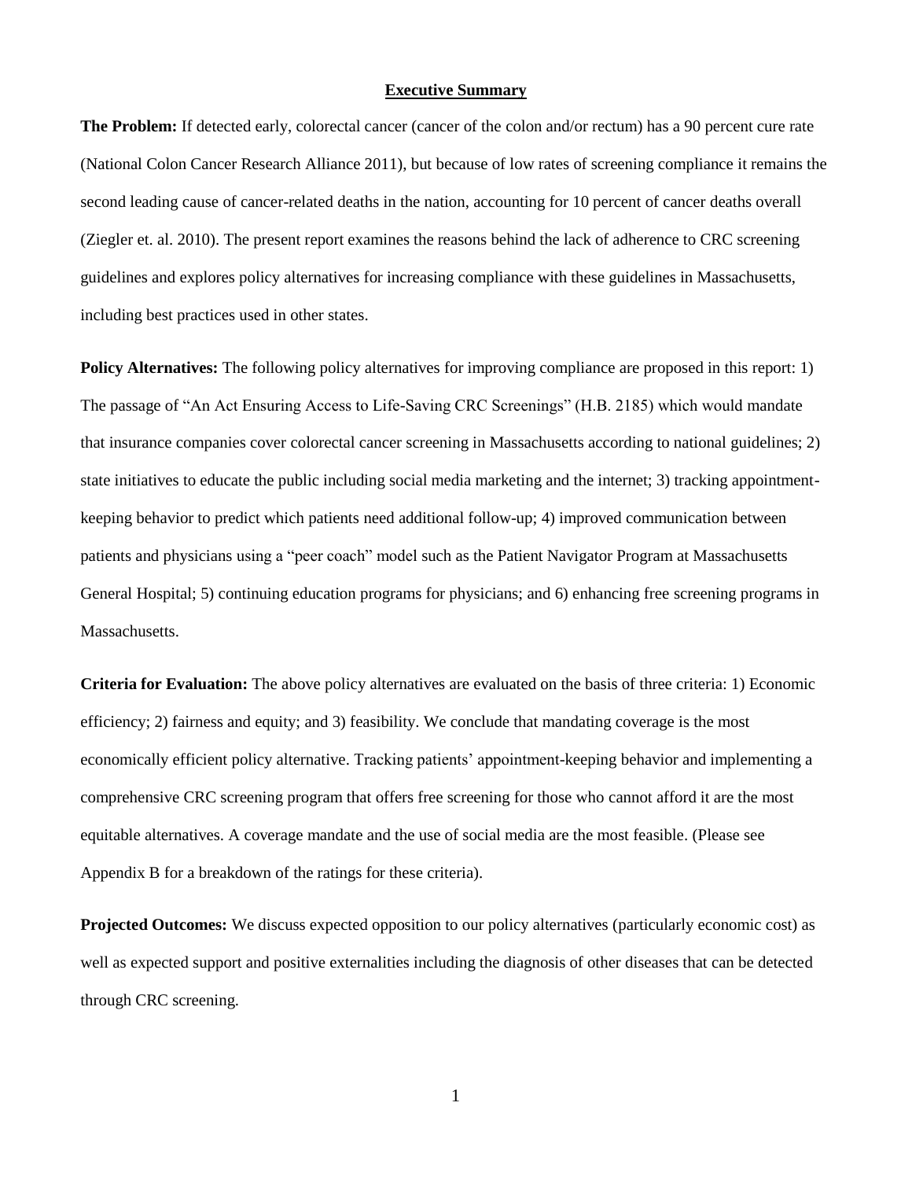## Executive Summary

**The Problem:** If detected early, colorectal cancer (cancer of the colon and/or rectum) has a 90 percent cure rate (National Colon Cancer Research Alliance 2011), but because of low rates of screening compliance it remains the second leading cause of cancer-related deaths in the nation, accounting for 10 percent of cancer deaths overall (Ziegler et. al. 2010). The present report examines the reasons behind the lack of adherence to CRC screening guidelines and explores policy alternatives for increasing compliance with these guidelines in Massachusetts, including best practices used in other states.

**Policy Alternatives:** The following policy alternatives for improving compliance are proposed in this report: 1) The passage of "An Act Ensuring Access to Life-Saving CRC Screenings" (H.B. 2185) which would mandate that insurance companies cover colorectal cancer screening in Massachusetts according to national guidelines; 2) state initiatives to educate the public including social media marketing and the internet; 3) tracking appointment-keeping behavior to predict which patients need additional follow-up; 4) improved communication between patients and physicians using a "peer coach" model such as the Patient Navigator Program at Massachusetts General Hospital; 5) continuing education programs for physicians; and 6) enhancing free screening programs in Massachusetts.

**Criteria for Evaluation:** The above policy alternatives are evaluated on the basis of three criteria: 1) Economic efficiency; 2) fairness and equity; and 3) feasibility. We conclude that mandating coverage is the most economically efficient policy alternative. Tracking patients' appointment-keeping behavior and implementing a comprehensive CRC screening program that offers free screening for those who cannot afford it are the most equitable alternatives. A coverage mandate and the use of social media are the most feasible. (Please see Appendix B for a breakdown of the ratings for these criteria).

**Projected Outcomes:** We discuss expected opposition to our policy alternatives (particularly economic cost) as well as expected support and positive externalities including the diagnosis of other diseases that can be detected through CRC screening.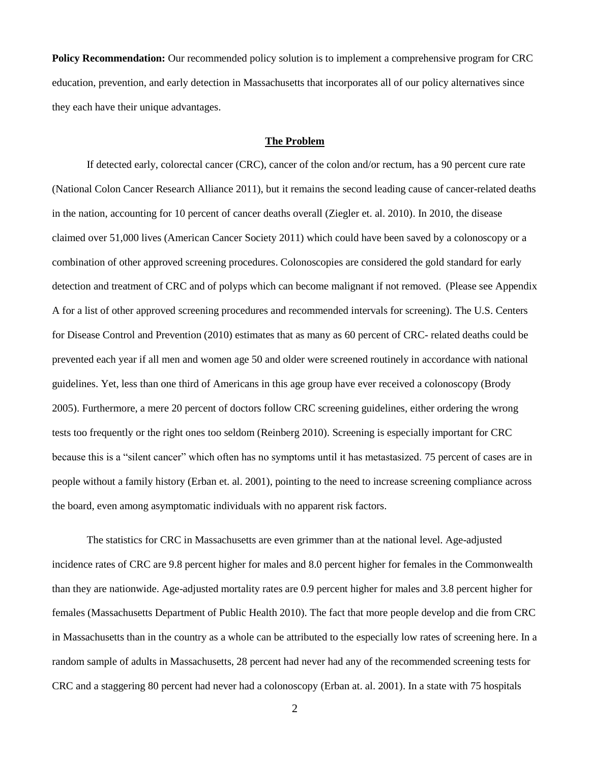**Policy Recommendation:** Our recommended policy solution is to implement a comprehensive program for CRC education, prevention, and early detection in Massachusetts that incorporates all of our policy alternatives since they each have their unique advantages.

## The Problem

If detected early, colorectal cancer (CRC), cancer of the colon and/or rectum, has a 90 percent cure rate (National Colon Cancer Research Alliance 2011), but it remains the second leading cause of cancer-related deaths in the nation, accounting for 10 percent of cancer deaths overall (Ziegler et. al. 2010). In 2010, the disease claimed over 51,000 lives (American Cancer Society 2011) which could have been saved by a colonoscopy or a combination of other approved screening procedures. Colonoscopies are considered the gold standard for early detection and treatment of CRC and of polyps which can become malignant if not removed. (Please see Appendix A for a list of other approved screening procedures and recommended intervals for screening). The U.S. Centers for Disease Control and Prevention (2010) estimates that as many as 60 percent of CRC- related deaths could be prevented each year if all men and women age 50 and older were screened routinely in accordance with national guidelines. Yet, less than one third of Americans in this age group have ever received a colonoscopy (Brody 2005). Furthermore, a mere 20 percent of doctors follow CRC screening guidelines, either ordering the wrong tests too frequently or the right ones too seldom (Reinberg 2010). Screening is especially important for CRC because this is a "silent cancer" which often has no symptoms until it has metastasized. 75 percent of cases are in people without a family history (Erban et. al. 2001), pointing to the need to increase screening compliance across the board, even among asymptomatic individuals with no apparent risk factors.

The statistics for CRC in Massachusetts are even grimmer than at the national level. Age-adjusted incidence rates of CRC are 9.8 percent higher for males and 8.0 percent higher for females in the Commonwealth than they are nationwide. Age-adjusted mortality rates are 0.9 percent higher for males and 3.8 percent higher for females (Massachusetts Department of Public Health 2010). The fact that more people develop and die from CRC in Massachusetts than in the country as a whole can be attributed to the especially low rates of screening here. In a random sample of adults in Massachusetts, 28 percent had never had any of the recommended screening tests for CRC and a staggering 80 percent had never had a colonoscopy (Erban at. al. 2001). In a state with 75 hospitals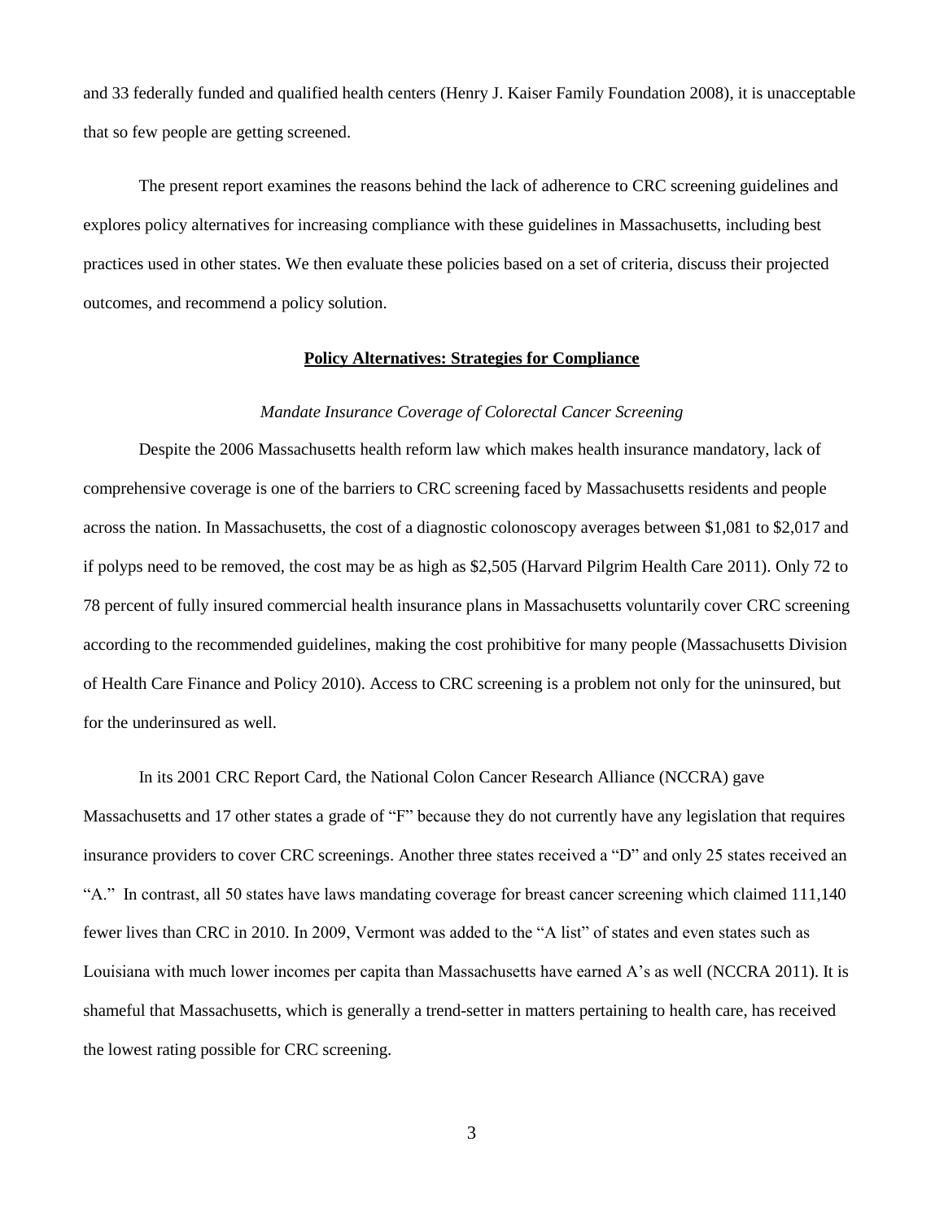and 33 federally funded and qualified health centers (Henry J. Kaiser Family Foundation 2008), it is unacceptable that so few people are getting screened.

The present report examines the reasons behind the lack of adherence to CRC screening guidelines and explores policy alternatives for increasing compliance with these guidelines in Massachusetts, including best practices used in other states. We then evaluate these policies based on a set of criteria, discuss their projected outcomes, and recommend a policy solution.

## **Policy Alternatives: Strategies for Compliance**

### *Mandate Insurance Coverage of Colorectal Cancer Screening*

Despite the 2006 Massachusetts health reform law which makes health insurance mandatory, lack of comprehensive coverage is one of the barriers to CRC screening faced by Massachusetts residents and people across the nation. In Massachusetts, the cost of a diagnostic colonoscopy averages between $1,081 to $2,017 and if polyps need to be removed, the cost may be as high as $2,505 (Harvard Pilgrim Health Care 2011). Only 72 to 78 percent of fully insured commercial health insurance plans in Massachusetts voluntarily cover CRC screening according to the recommended guidelines, making the cost prohibitive for many people (Massachusetts Division of Health Care Finance and Policy 2010). Access to CRC screening is a problem not only for the uninsured, but for the underinsured as well.

In its 2001 CRC Report Card, the National Colon Cancer Research Alliance (NCCRA) gave Massachusetts and 17 other states a grade of "F" because they do not currently have any legislation that requires insurance providers to cover CRC screenings. Another three states received a "D" and only 25 states received an "A." In contrast, all 50 states have laws mandating coverage for breast cancer screening which claimed 111,140 fewer lives than CRC in 2010. In 2009, Vermont was added to the "A list" of states and even states such as Louisiana with much lower incomes per capita than Massachusetts have earned A's as well (NCCRA 2011). It is shameful that Massachusetts, which is generally a trend-setter in matters pertaining to health care, has received the lowest rating possible for CRC screening.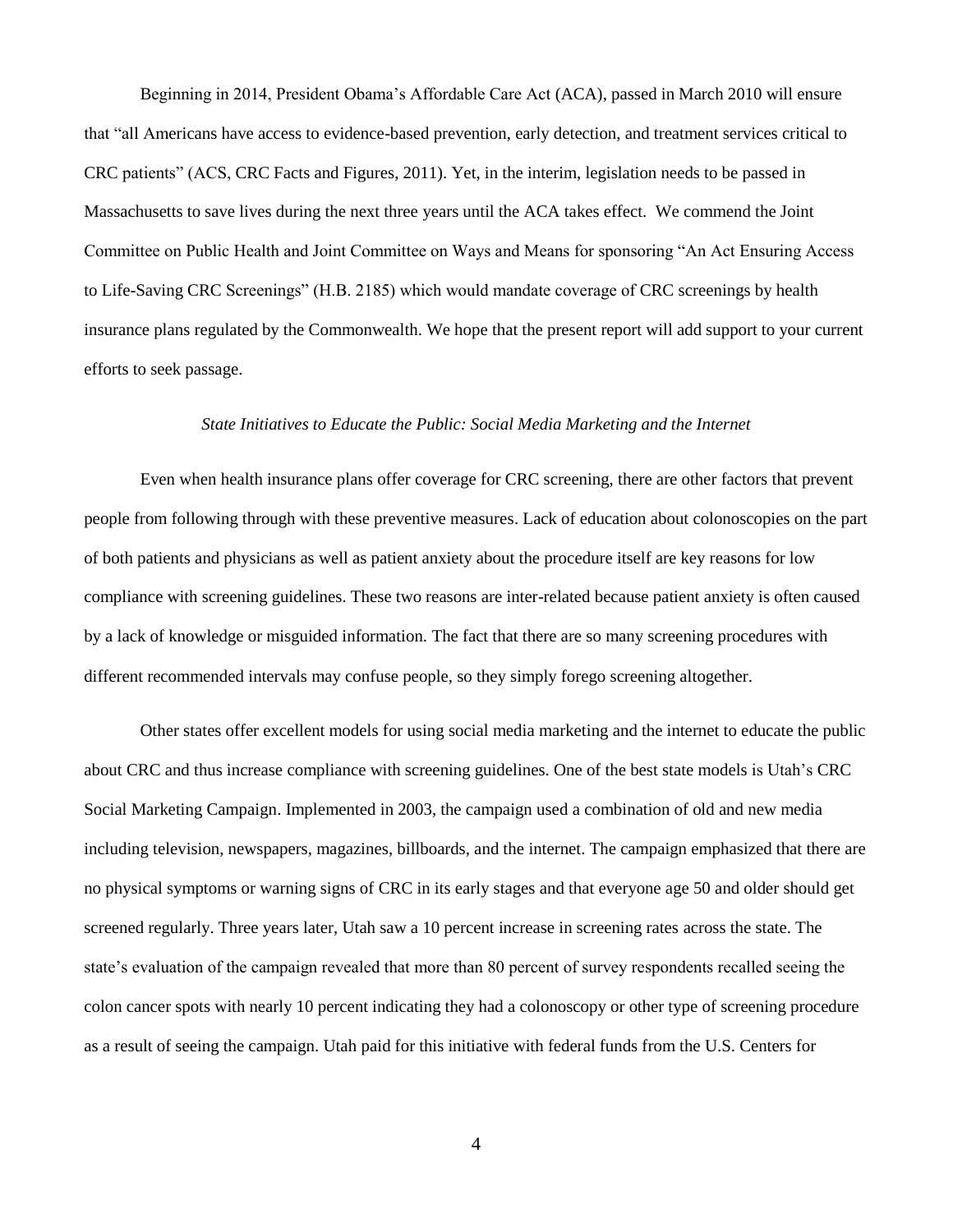Beginning in 2014, President Obama's Affordable Care Act (ACA), passed in March 2010 will ensure that "all Americans have access to evidence-based prevention, early detection, and treatment services critical to CRC patients" (ACS, CRC Facts and Figures, 2011). Yet, in the interim, legislation needs to be passed in Massachusetts to save lives during the next three years until the ACA takes effect. We commend the Joint Committee on Public Health and Joint Committee on Ways and Means for sponsoring "An Act Ensuring Access to Life-Saving CRC Screenings" (H.B. 2185) which would mandate coverage of CRC screenings by health insurance plans regulated by the Commonwealth. We hope that the present report will add support to your current efforts to seek passage.

*State Initiatives to Educate the Public: Social Media Marketing and the Internet*

Even when health insurance plans offer coverage for CRC screening, there are other factors that prevent people from following through with these preventive measures. Lack of education about colonoscopies on the part of both patients and physicians as well as patient anxiety about the procedure itself are key reasons for low compliance with screening guidelines. These two reasons are inter-related because patient anxiety is often caused by a lack of knowledge or misguided information. The fact that there are so many screening procedures with different recommended intervals may confuse people, so they simply forego screening altogether.

Other states offer excellent models for using social media marketing and the internet to educate the public about CRC and thus increase compliance with screening guidelines. One of the best state models is Utah's CRC Social Marketing Campaign. Implemented in 2003, the campaign used a combination of old and new media including television, newspapers, magazines, billboards, and the internet. The campaign emphasized that there are no physical symptoms or warning signs of CRC in its early stages and that everyone age 50 and older should get screened regularly. Three years later, Utah saw a 10 percent increase in screening rates across the state. The state's evaluation of the campaign revealed that more than 80 percent of survey respondents recalled seeing the colon cancer spots with nearly 10 percent indicating they had a colonoscopy or other type of screening procedure as a result of seeing the campaign. Utah paid for this initiative with federal funds from the U.S. Centers for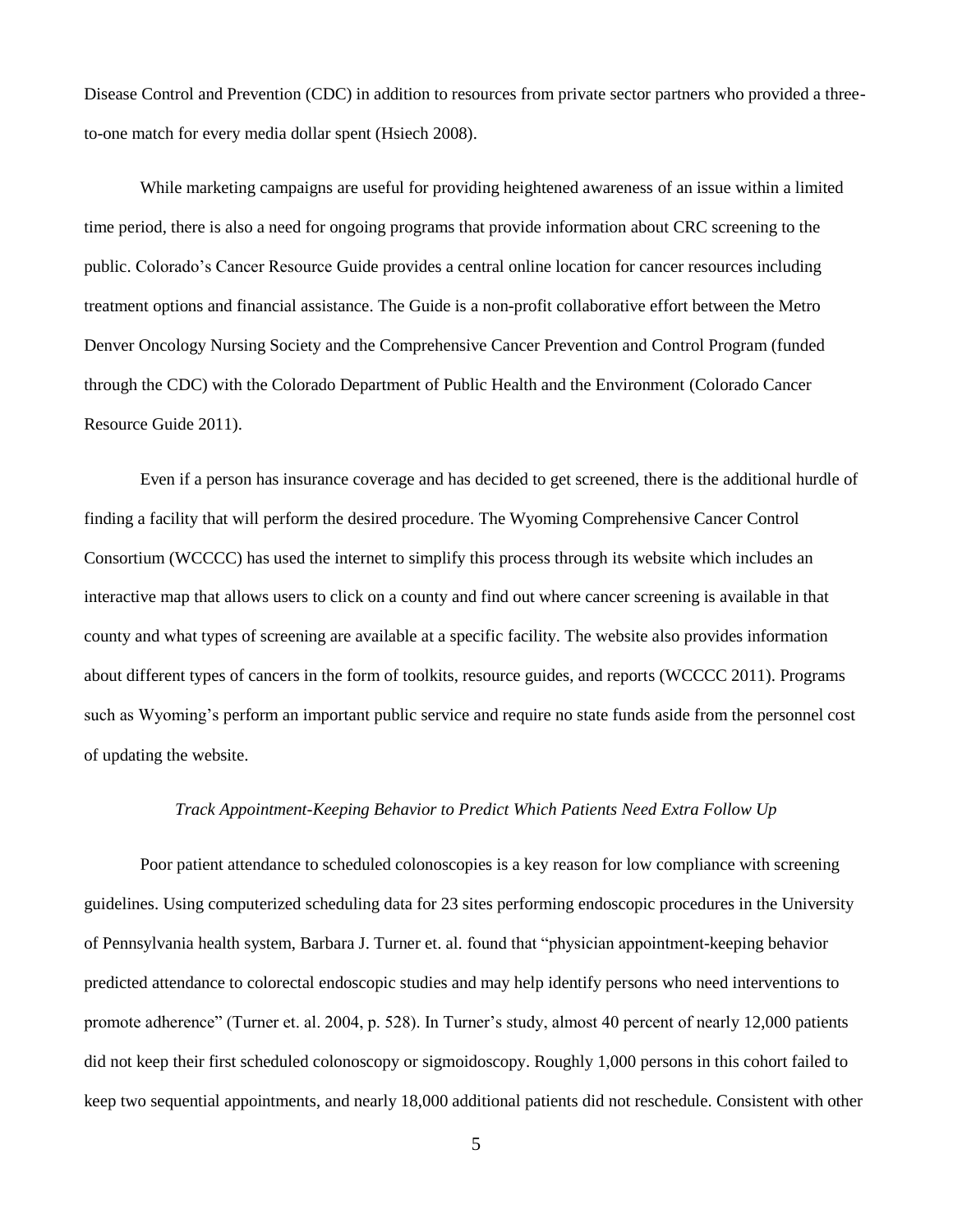Disease Control and Prevention (CDC) in addition to resources from private sector partners who provided a three-to-one match for every media dollar spent (Hsiech 2008).

While marketing campaigns are useful for providing heightened awareness of an issue within a limited time period, there is also a need for ongoing programs that provide information about CRC screening to the public. Colorado's Cancer Resource Guide provides a central online location for cancer resources including treatment options and financial assistance. The Guide is a non-profit collaborative effort between the Metro Denver Oncology Nursing Society and the Comprehensive Cancer Prevention and Control Program (funded through the CDC) with the Colorado Department of Public Health and the Environment (Colorado Cancer Resource Guide 2011).

Even if a person has insurance coverage and has decided to get screened, there is the additional hurdle of finding a facility that will perform the desired procedure. The Wyoming Comprehensive Cancer Control Consortium (WCCCC) has used the internet to simplify this process through its website which includes an interactive map that allows users to click on a county and find out where cancer screening is available in that county and what types of screening are available at a specific facility. The website also provides information about different types of cancers in the form of toolkits, resource guides, and reports (WCCCC 2011). Programs such as Wyoming's perform an important public service and require no state funds aside from the personnel cost of updating the website.

*Track Appointment-Keeping Behavior to Predict Which Patients Need Extra Follow Up*

Poor patient attendance to scheduled colonoscopies is a key reason for low compliance with screening guidelines. Using computerized scheduling data for 23 sites performing endoscopic procedures in the University of Pennsylvania health system, Barbara J. Turner et. al. found that "physician appointment-keeping behavior predicted attendance to colorectal endoscopic studies and may help identify persons who need interventions to promote adherence" (Turner et. al. 2004, p. 528). In Turner's study, almost 40 percent of nearly 12,000 patients did not keep their first scheduled colonoscopy or sigmoidoscopy. Roughly 1,000 persons in this cohort failed to keep two sequential appointments, and nearly 18,000 additional patients did not reschedule. Consistent with other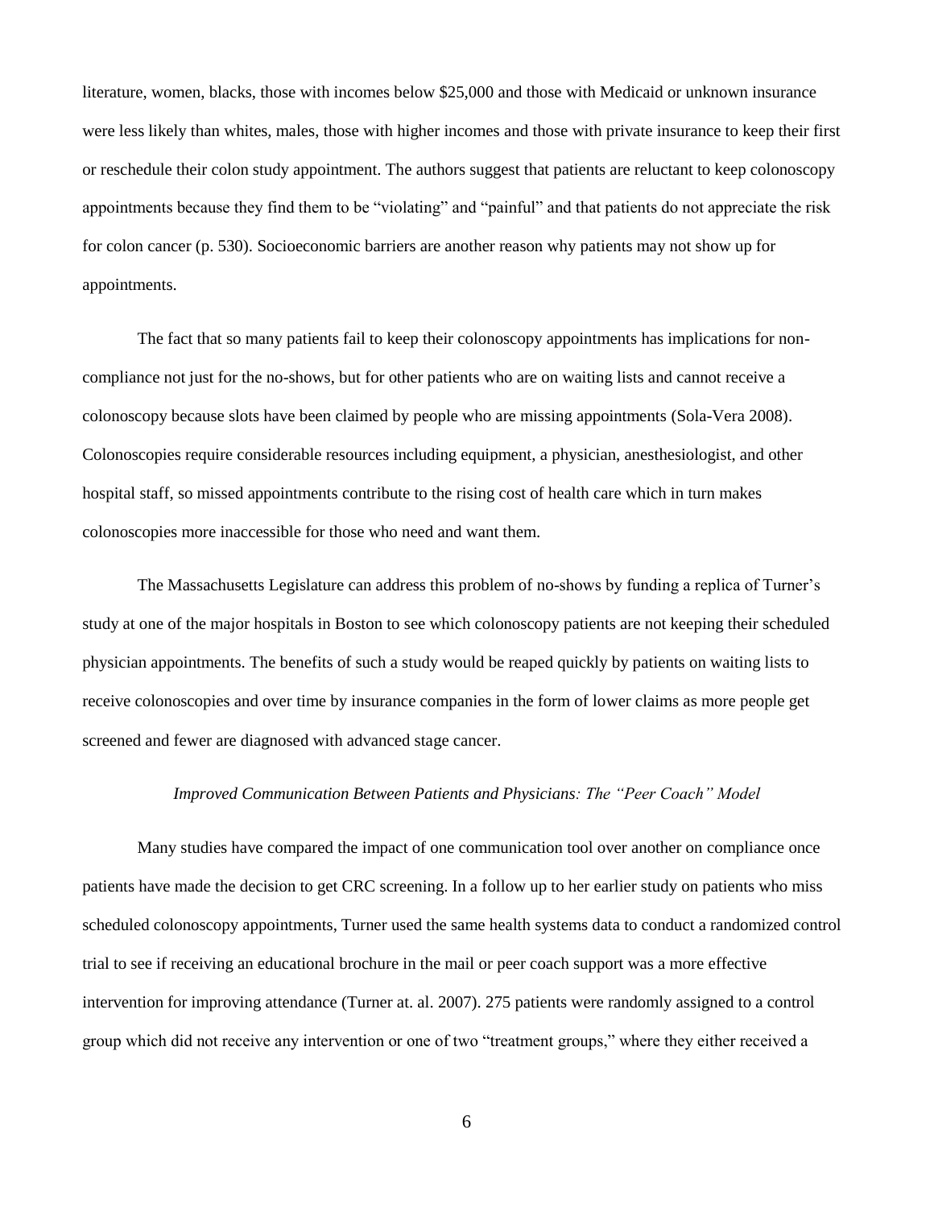literature, women, blacks, those with incomes below $25,000 and those with Medicaid or unknown insurance were less likely than whites, males, those with higher incomes and those with private insurance to keep their first or reschedule their colon study appointment. The authors suggest that patients are reluctant to keep colonoscopy appointments because they find them to be "violating" and "painful" and that patients do not appreciate the risk for colon cancer (p. 530). Socioeconomic barriers are another reason why patients may not show up for appointments.

The fact that so many patients fail to keep their colonoscopy appointments has implications for non-compliance not just for the no-shows, but for other patients who are on waiting lists and cannot receive a colonoscopy because slots have been claimed by people who are missing appointments (Sola-Vera 2008). Colonoscopies require considerable resources including equipment, a physician, anesthesiologist, and other hospital staff, so missed appointments contribute to the rising cost of health care which in turn makes colonoscopies more inaccessible for those who need and want them.

The Massachusetts Legislature can address this problem of no-shows by funding a replica of Turner's study at one of the major hospitals in Boston to see which colonoscopy patients are not keeping their scheduled physician appointments. The benefits of such a study would be reaped quickly by patients on waiting lists to receive colonoscopies and over time by insurance companies in the form of lower claims as more people get screened and fewer are diagnosed with advanced stage cancer.

*Improved Communication Between Patients and Physicians: The "Peer Coach" Model*

Many studies have compared the impact of one communication tool over another on compliance once patients have made the decision to get CRC screening. In a follow up to her earlier study on patients who miss scheduled colonoscopy appointments, Turner used the same health systems data to conduct a randomized control trial to see if receiving an educational brochure in the mail or peer coach support was a more effective intervention for improving attendance (Turner at. al. 2007). 275 patients were randomly assigned to a control group which did not receive any intervention or one of two "treatment groups," where they either received a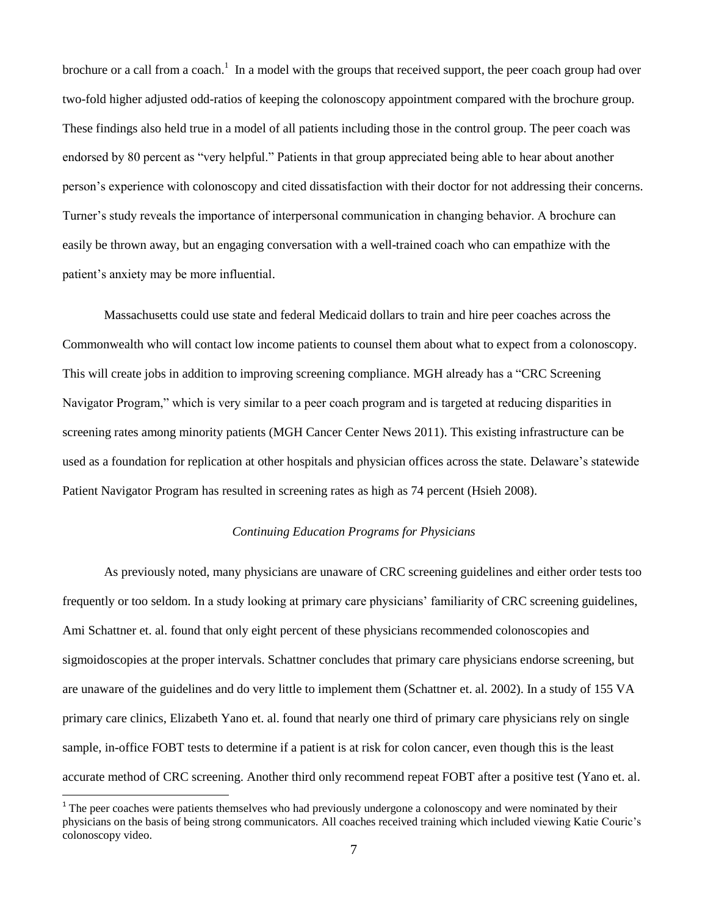brochure or a call from a coach.[1] In a model with the groups that received support, the peer coach group had over two-fold higher adjusted odd-ratios of keeping the colonoscopy appointment compared with the brochure group. These findings also held true in a model of all patients including those in the control group. The peer coach was endorsed by 80 percent as "very helpful." Patients in that group appreciated being able to hear about another person's experience with colonoscopy and cited dissatisfaction with their doctor for not addressing their concerns. Turner's study reveals the importance of interpersonal communication in changing behavior. A brochure can easily be thrown away, but an engaging conversation with a well-trained coach who can empathize with the patient's anxiety may be more influential.

Massachusetts could use state and federal Medicaid dollars to train and hire peer coaches across the Commonwealth who will contact low income patients to counsel them about what to expect from a colonoscopy. This will create jobs in addition to improving screening compliance. MGH already has a "CRC Screening Navigator Program," which is very similar to a peer coach program and is targeted at reducing disparities in screening rates among minority patients (MGH Cancer Center News 2011). This existing infrastructure can be used as a foundation for replication at other hospitals and physician offices across the state. Delaware's statewide Patient Navigator Program has resulted in screening rates as high as 74 percent (Hsieh 2008).

*Continuing Education Programs for Physicians*

As previously noted, many physicians are unaware of CRC screening guidelines and either order tests too frequently or too seldom. In a study looking at primary care physicians' familiarity of CRC screening guidelines, Ami Schattner et. al. found that only eight percent of these physicians recommended colonoscopies and sigmoidoscopies at the proper intervals. Schattner concludes that primary care physicians endorse screening, but are unaware of the guidelines and do very little to implement them (Schattner et. al. 2002). In a study of 155 VA primary care clinics, Elizabeth Yano et. al. found that nearly one third of primary care physicians rely on single sample, in-office FOBT tests to determine if a patient is at risk for colon cancer, even though this is the least accurate method of CRC screening. Another third only recommend repeat FOBT after a positive test (Yano et. al.

[1] The peer coaches were patients themselves who had previously undergone a colonoscopy and were nominated by their physicians on the basis of being strong communicators. All coaches received training which included viewing Katie Couric's colonoscopy video.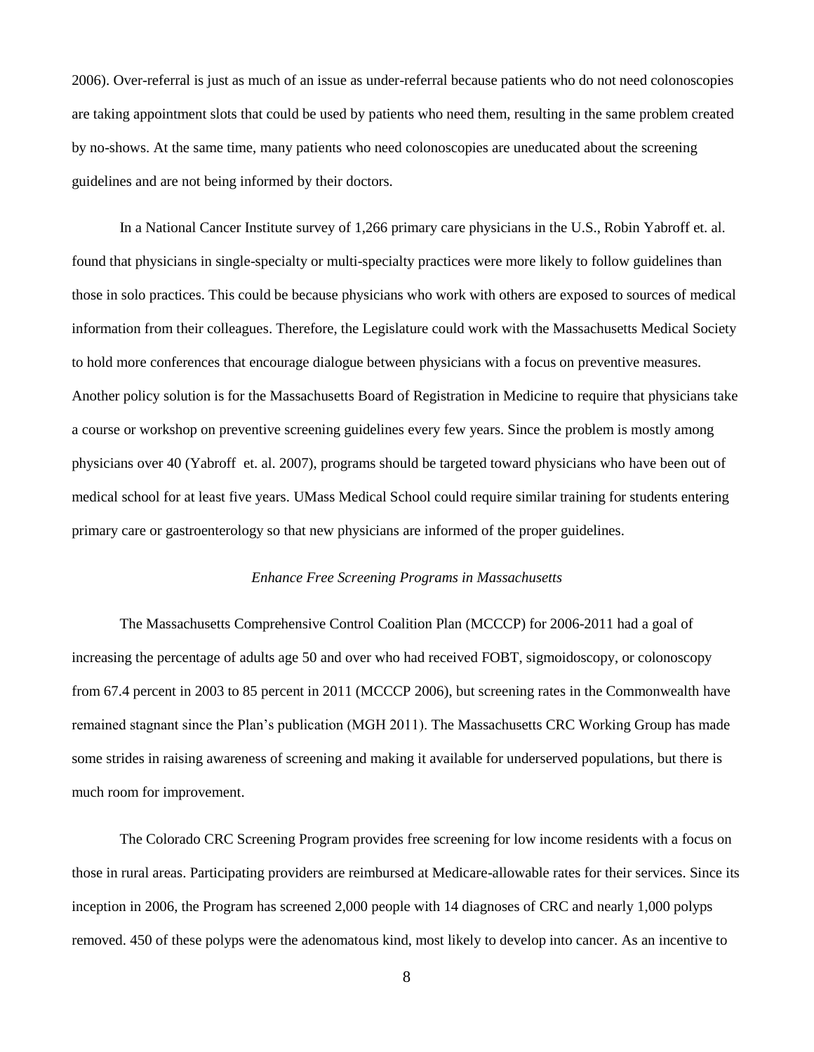2006). Over-referral is just as much of an issue as under-referral because patients who do not need colonoscopies are taking appointment slots that could be used by patients who need them, resulting in the same problem created by no-shows. At the same time, many patients who need colonoscopies are uneducated about the screening guidelines and are not being informed by their doctors.

In a National Cancer Institute survey of 1,266 primary care physicians in the U.S., Robin Yabroff et. al. found that physicians in single-specialty or multi-specialty practices were more likely to follow guidelines than those in solo practices. This could be because physicians who work with others are exposed to sources of medical information from their colleagues. Therefore, the Legislature could work with the Massachusetts Medical Society to hold more conferences that encourage dialogue between physicians with a focus on preventive measures. Another policy solution is for the Massachusetts Board of Registration in Medicine to require that physicians take a course or workshop on preventive screening guidelines every few years. Since the problem is mostly among physicians over 40 (Yabroff et. al. 2007), programs should be targeted toward physicians who have been out of medical school for at least five years. UMass Medical School could require similar training for students entering primary care or gastroenterology so that new physicians are informed of the proper guidelines.

### *Enhance Free Screening Programs in Massachusetts*

The Massachusetts Comprehensive Control Coalition Plan (MCCCP) for 2006-2011 had a goal of increasing the percentage of adults age 50 and over who had received FOBT, sigmoidoscopy, or colonoscopy from 67.4 percent in 2003 to 85 percent in 2011 (MCCCP 2006), but screening rates in the Commonwealth have remained stagnant since the Plan's publication (MGH 2011). The Massachusetts CRC Working Group has made some strides in raising awareness of screening and making it available for underserved populations, but there is much room for improvement.

The Colorado CRC Screening Program provides free screening for low income residents with a focus on those in rural areas. Participating providers are reimbursed at Medicare-allowable rates for their services. Since its inception in 2006, the Program has screened 2,000 people with 14 diagnoses of CRC and nearly 1,000 polyps removed. 450 of these polyps were the adenomatous kind, most likely to develop into cancer. As an incentive to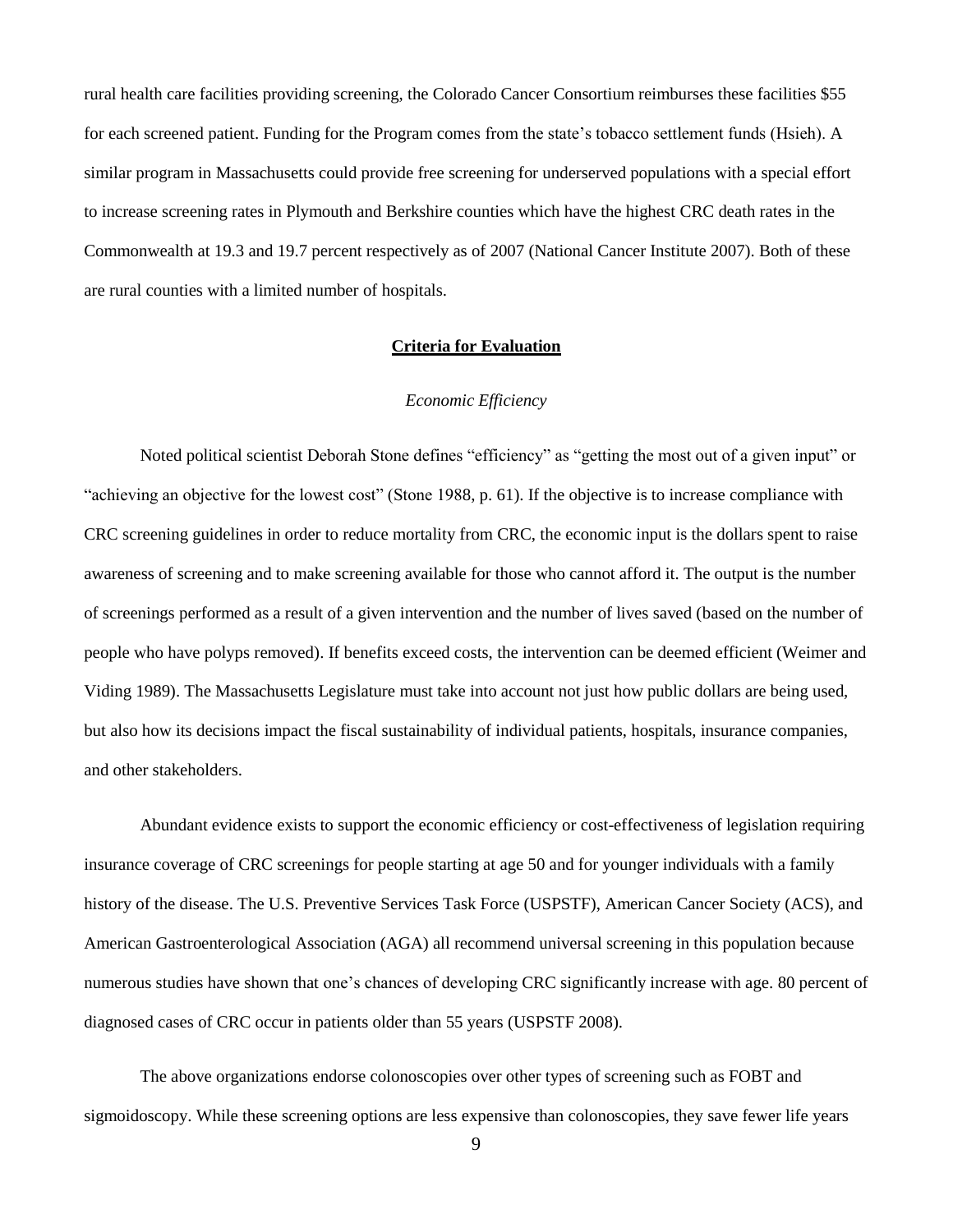rural health care facilities providing screening, the Colorado Cancer Consortium reimburses these facilities $55 for each screened patient. Funding for the Program comes from the state's tobacco settlement funds (Hsieh). A similar program in Massachusetts could provide free screening for underserved populations with a special effort to increase screening rates in Plymouth and Berkshire counties which have the highest CRC death rates in the Commonwealth at 19.3 and 19.7 percent respectively as of 2007 (National Cancer Institute 2007). Both of these are rural counties with a limited number of hospitals.

## Criteria for Evaluation

### *Economic Efficiency*

Noted political scientist Deborah Stone defines "efficiency" as "getting the most out of a given input" or "achieving an objective for the lowest cost" (Stone 1988, p. 61). If the objective is to increase compliance with CRC screening guidelines in order to reduce mortality from CRC, the economic input is the dollars spent to raise awareness of screening and to make screening available for those who cannot afford it. The output is the number of screenings performed as a result of a given intervention and the number of lives saved (based on the number of people who have polyps removed). If benefits exceed costs, the intervention can be deemed efficient (Weimer and Viding 1989). The Massachusetts Legislature must take into account not just how public dollars are being used, but also how its decisions impact the fiscal sustainability of individual patients, hospitals, insurance companies, and other stakeholders.

Abundant evidence exists to support the economic efficiency or cost-effectiveness of legislation requiring insurance coverage of CRC screenings for people starting at age 50 and for younger individuals with a family history of the disease. The U.S. Preventive Services Task Force (USPSTF), American Cancer Society (ACS), and American Gastroenterological Association (AGA) all recommend universal screening in this population because numerous studies have shown that one's chances of developing CRC significantly increase with age. 80 percent of diagnosed cases of CRC occur in patients older than 55 years (USPSTF 2008).

The above organizations endorse colonoscopies over other types of screening such as FOBT and sigmoidoscopy. While these screening options are less expensive than colonoscopies, they save fewer life years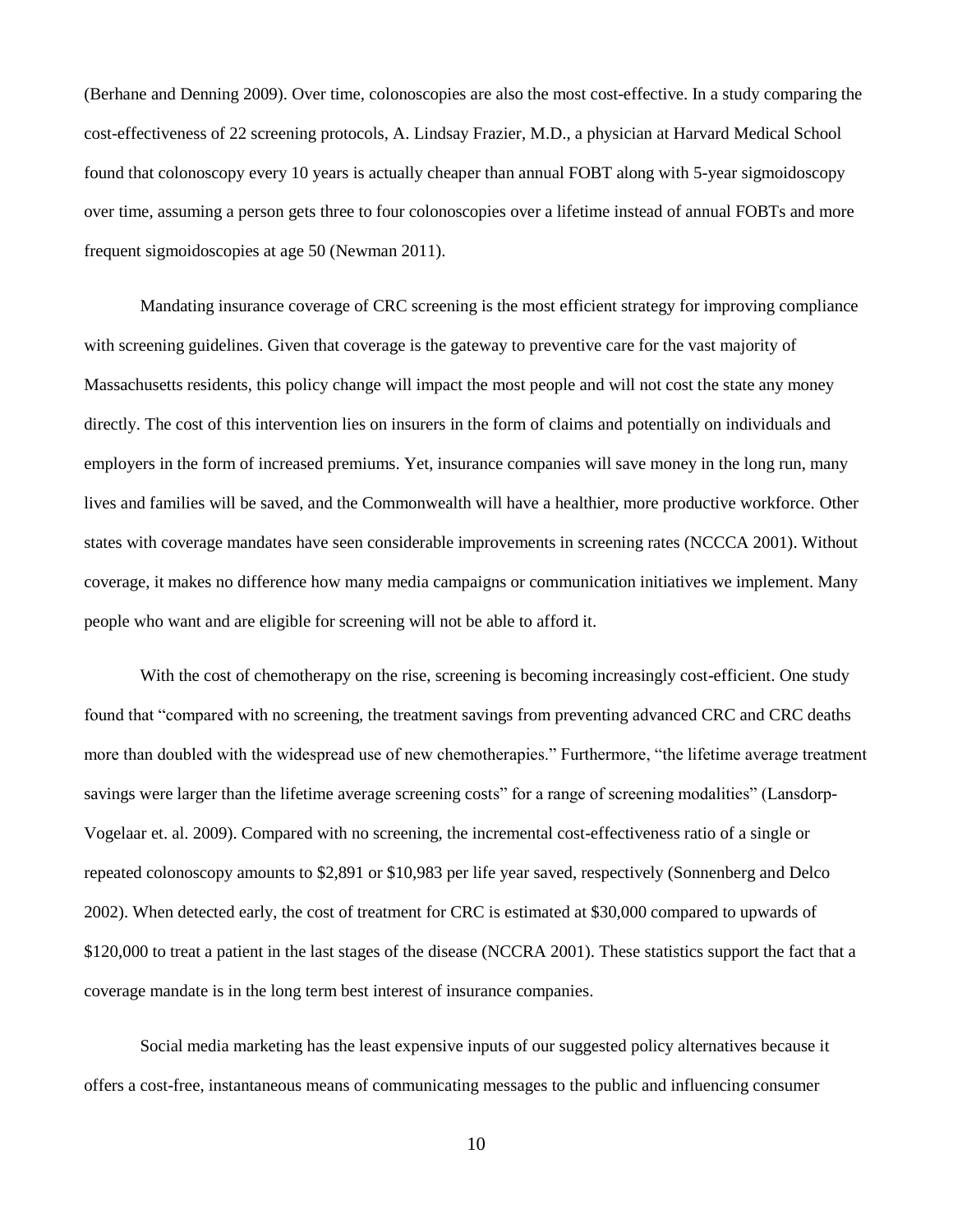(Berhane and Denning 2009). Over time, colonoscopies are also the most cost-effective. In a study comparing the cost-effectiveness of 22 screening protocols, A. Lindsay Frazier, M.D., a physician at Harvard Medical School found that colonoscopy every 10 years is actually cheaper than annual FOBT along with 5-year sigmoidoscopy over time, assuming a person gets three to four colonoscopies over a lifetime instead of annual FOBTs and more frequent sigmoidoscopies at age 50 (Newman 2011).

Mandating insurance coverage of CRC screening is the most efficient strategy for improving compliance with screening guidelines. Given that coverage is the gateway to preventive care for the vast majority of Massachusetts residents, this policy change will impact the most people and will not cost the state any money directly. The cost of this intervention lies on insurers in the form of claims and potentially on individuals and employers in the form of increased premiums. Yet, insurance companies will save money in the long run, many lives and families will be saved, and the Commonwealth will have a healthier, more productive workforce. Other states with coverage mandates have seen considerable improvements in screening rates (NCCCA 2001). Without coverage, it makes no difference how many media campaigns or communication initiatives we implement. Many people who want and are eligible for screening will not be able to afford it.

With the cost of chemotherapy on the rise, screening is becoming increasingly cost-efficient. One study found that "compared with no screening, the treatment savings from preventing advanced CRC and CRC deaths more than doubled with the widespread use of new chemotherapies." Furthermore, "the lifetime average treatment savings were larger than the lifetime average screening costs" for a range of screening modalities" (Lansdorp-Vogelaar et. al. 2009). Compared with no screening, the incremental cost-effectiveness ratio of a single or repeated colonoscopy amounts to $2,891 or $10,983 per life year saved, respectively (Sonnenberg and Delco 2002). When detected early, the cost of treatment for CRC is estimated at $30,000 compared to upwards of $120,000 to treat a patient in the last stages of the disease (NCCRA 2001). These statistics support the fact that a coverage mandate is in the long term best interest of insurance companies.

Social media marketing has the least expensive inputs of our suggested policy alternatives because it offers a cost-free, instantaneous means of communicating messages to the public and influencing consumer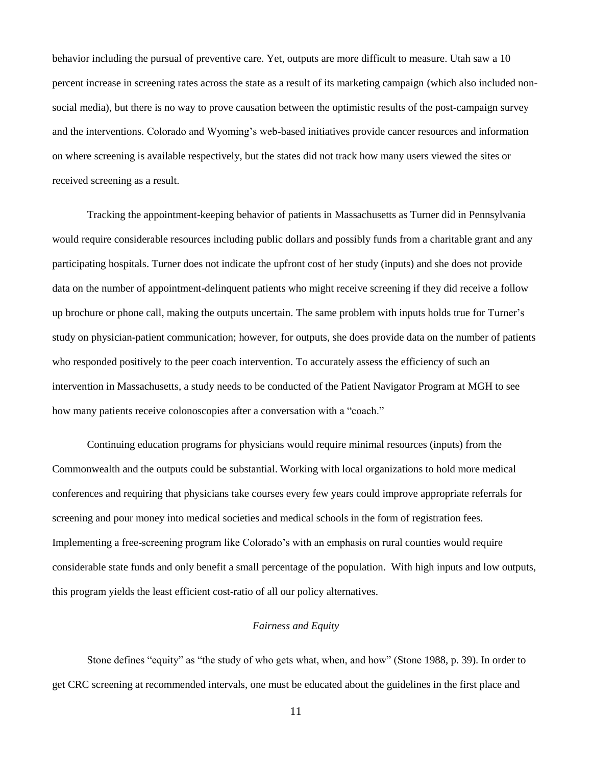behavior including the pursual of preventive care. Yet, outputs are more difficult to measure. Utah saw a 10 percent increase in screening rates across the state as a result of its marketing campaign (which also included non-social media), but there is no way to prove causation between the optimistic results of the post-campaign survey and the interventions. Colorado and Wyoming's web-based initiatives provide cancer resources and information on where screening is available respectively, but the states did not track how many users viewed the sites or received screening as a result.

Tracking the appointment-keeping behavior of patients in Massachusetts as Turner did in Pennsylvania would require considerable resources including public dollars and possibly funds from a charitable grant and any participating hospitals. Turner does not indicate the upfront cost of her study (inputs) and she does not provide data on the number of appointment-delinquent patients who might receive screening if they did receive a follow up brochure or phone call, making the outputs uncertain. The same problem with inputs holds true for Turner's study on physician-patient communication; however, for outputs, she does provide data on the number of patients who responded positively to the peer coach intervention. To accurately assess the efficiency of such an intervention in Massachusetts, a study needs to be conducted of the Patient Navigator Program at MGH to see how many patients receive colonoscopies after a conversation with a "coach."

Continuing education programs for physicians would require minimal resources (inputs) from the Commonwealth and the outputs could be substantial. Working with local organizations to hold more medical conferences and requiring that physicians take courses every few years could improve appropriate referrals for screening and pour money into medical societies and medical schools in the form of registration fees. Implementing a free-screening program like Colorado's with an emphasis on rural counties would require considerable state funds and only benefit a small percentage of the population. With high inputs and low outputs, this program yields the least efficient cost-ratio of all our policy alternatives.

*Fairness and Equity*

Stone defines "equity" as "the study of who gets what, when, and how" (Stone 1988, p. 39). In order to get CRC screening at recommended intervals, one must be educated about the guidelines in the first place and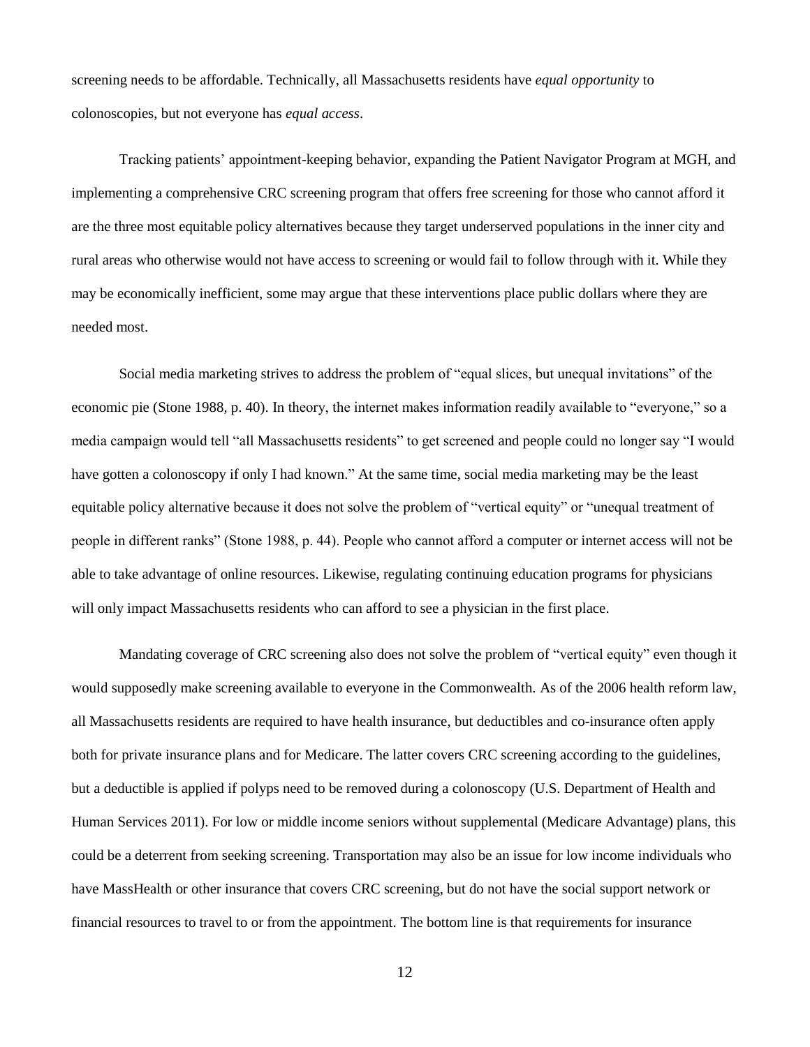screening needs to be affordable. Technically, all Massachusetts residents have *equal opportunity* to colonoscopies, but not everyone has *equal access*.

Tracking patients' appointment-keeping behavior, expanding the Patient Navigator Program at MGH, and implementing a comprehensive CRC screening program that offers free screening for those who cannot afford it are the three most equitable policy alternatives because they target underserved populations in the inner city and rural areas who otherwise would not have access to screening or would fail to follow through with it. While they may be economically inefficient, some may argue that these interventions place public dollars where they are needed most.

Social media marketing strives to address the problem of "equal slices, but unequal invitations" of the economic pie (Stone 1988, p. 40). In theory, the internet makes information readily available to "everyone," so a media campaign would tell "all Massachusetts residents" to get screened and people could no longer say "I would have gotten a colonoscopy if only I had known." At the same time, social media marketing may be the least equitable policy alternative because it does not solve the problem of "vertical equity" or "unequal treatment of people in different ranks" (Stone 1988, p. 44). People who cannot afford a computer or internet access will not be able to take advantage of online resources. Likewise, regulating continuing education programs for physicians will only impact Massachusetts residents who can afford to see a physician in the first place.

Mandating coverage of CRC screening also does not solve the problem of "vertical equity" even though it would supposedly make screening available to everyone in the Commonwealth. As of the 2006 health reform law, all Massachusetts residents are required to have health insurance, but deductibles and co-insurance often apply both for private insurance plans and for Medicare. The latter covers CRC screening according to the guidelines, but a deductible is applied if polyps need to be removed during a colonoscopy (U.S. Department of Health and Human Services 2011). For low or middle income seniors without supplemental (Medicare Advantage) plans, this could be a deterrent from seeking screening. Transportation may also be an issue for low income individuals who have MassHealth or other insurance that covers CRC screening, but do not have the social support network or financial resources to travel to or from the appointment. The bottom line is that requirements for insurance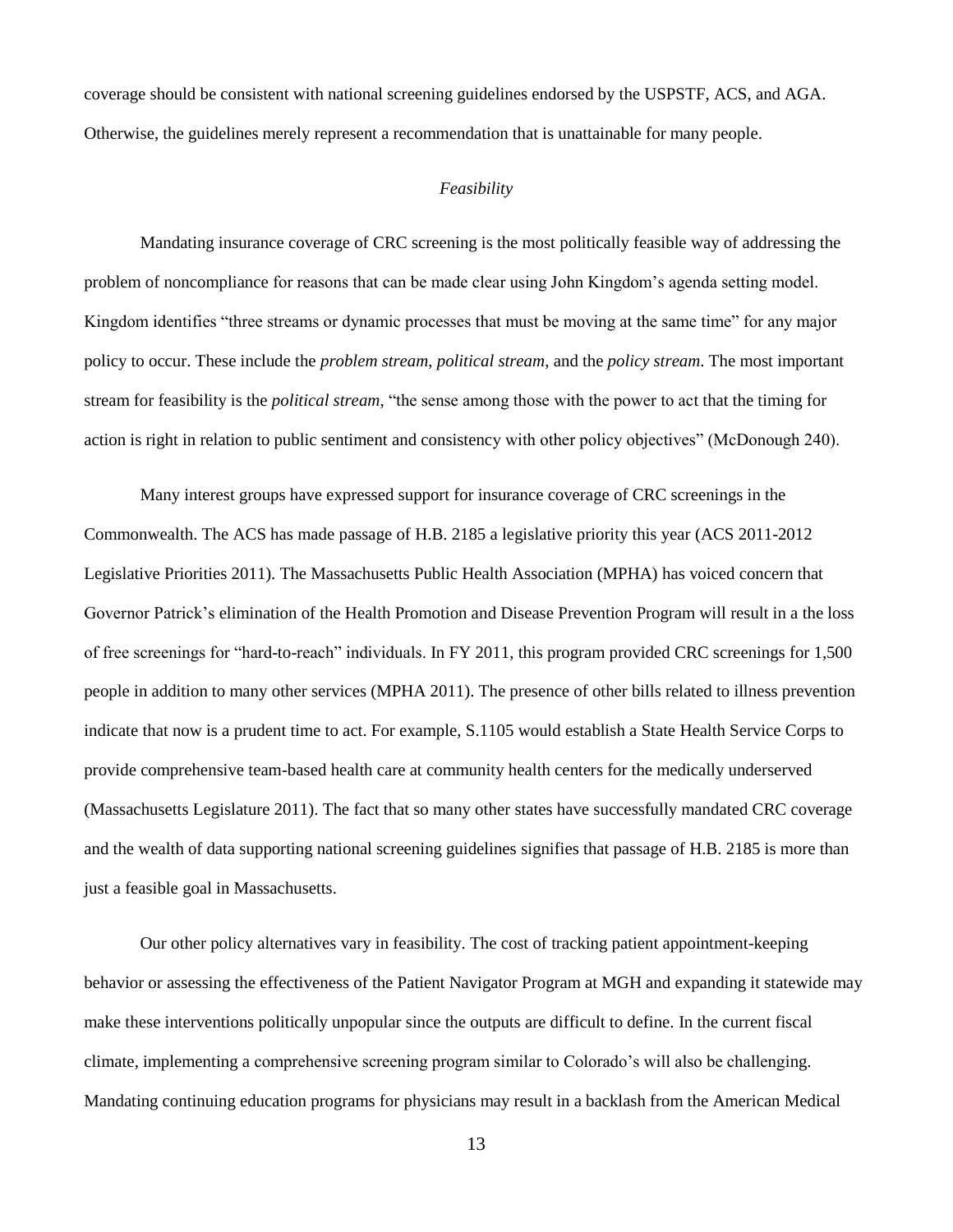coverage should be consistent with national screening guidelines endorsed by the USPSTF, ACS, and AGA. Otherwise, the guidelines merely represent a recommendation that is unattainable for many people.

*Feasibility*

Mandating insurance coverage of CRC screening is the most politically feasible way of addressing the problem of noncompliance for reasons that can be made clear using John Kingdom's agenda setting model. Kingdom identifies "three streams or dynamic processes that must be moving at the same time" for any major policy to occur. These include the *problem stream*, *political stream*, and the *policy stream*. The most important stream for feasibility is the *political stream*, "the sense among those with the power to act that the timing for action is right in relation to public sentiment and consistency with other policy objectives" (McDonough 240).

Many interest groups have expressed support for insurance coverage of CRC screenings in the Commonwealth. The ACS has made passage of H.B. 2185 a legislative priority this year (ACS 2011-2012 Legislative Priorities 2011). The Massachusetts Public Health Association (MPHA) has voiced concern that Governor Patrick's elimination of the Health Promotion and Disease Prevention Program will result in a the loss of free screenings for "hard-to-reach" individuals. In FY 2011, this program provided CRC screenings for 1,500 people in addition to many other services (MPHA 2011). The presence of other bills related to illness prevention indicate that now is a prudent time to act. For example, S.1105 would establish a State Health Service Corps to provide comprehensive team-based health care at community health centers for the medically underserved (Massachusetts Legislature 2011). The fact that so many other states have successfully mandated CRC coverage and the wealth of data supporting national screening guidelines signifies that passage of H.B. 2185 is more than just a feasible goal in Massachusetts.

Our other policy alternatives vary in feasibility. The cost of tracking patient appointment-keeping behavior or assessing the effectiveness of the Patient Navigator Program at MGH and expanding it statewide may make these interventions politically unpopular since the outputs are difficult to define. In the current fiscal climate, implementing a comprehensive screening program similar to Colorado's will also be challenging. Mandating continuing education programs for physicians may result in a backlash from the American Medical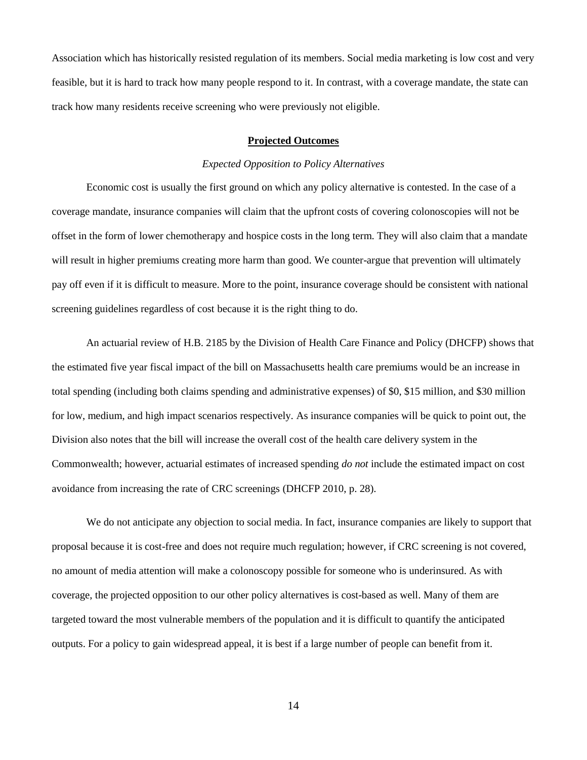Association which has historically resisted regulation of its members. Social media marketing is low cost and very feasible, but it is hard to track how many people respond to it. In contrast, with a coverage mandate, the state can track how many residents receive screening who were previously not eligible.

## Projected Outcomes

### *Expected Opposition to Policy Alternatives*

Economic cost is usually the first ground on which any policy alternative is contested. In the case of a coverage mandate, insurance companies will claim that the upfront costs of covering colonoscopies will not be offset in the form of lower chemotherapy and hospice costs in the long term. They will also claim that a mandate will result in higher premiums creating more harm than good. We counter-argue that prevention will ultimately pay off even if it is difficult to measure. More to the point, insurance coverage should be consistent with national screening guidelines regardless of cost because it is the right thing to do.

An actuarial review of H.B. 2185 by the Division of Health Care Finance and Policy (DHCFP) shows that the estimated five year fiscal impact of the bill on Massachusetts health care premiums would be an increase in total spending (including both claims spending and administrative expenses) of $0, $15 million, and $30 million for low, medium, and high impact scenarios respectively. As insurance companies will be quick to point out, the Division also notes that the bill will increase the overall cost of the health care delivery system in the Commonwealth; however, actuarial estimates of increased spending *do not* include the estimated impact on cost avoidance from increasing the rate of CRC screenings (DHCFP 2010, p. 28).

We do not anticipate any objection to social media. In fact, insurance companies are likely to support that proposal because it is cost-free and does not require much regulation; however, if CRC screening is not covered, no amount of media attention will make a colonoscopy possible for someone who is underinsured. As with coverage, the projected opposition to our other policy alternatives is cost-based as well. Many of them are targeted toward the most vulnerable members of the population and it is difficult to quantify the anticipated outputs. For a policy to gain widespread appeal, it is best if a large number of people can benefit from it.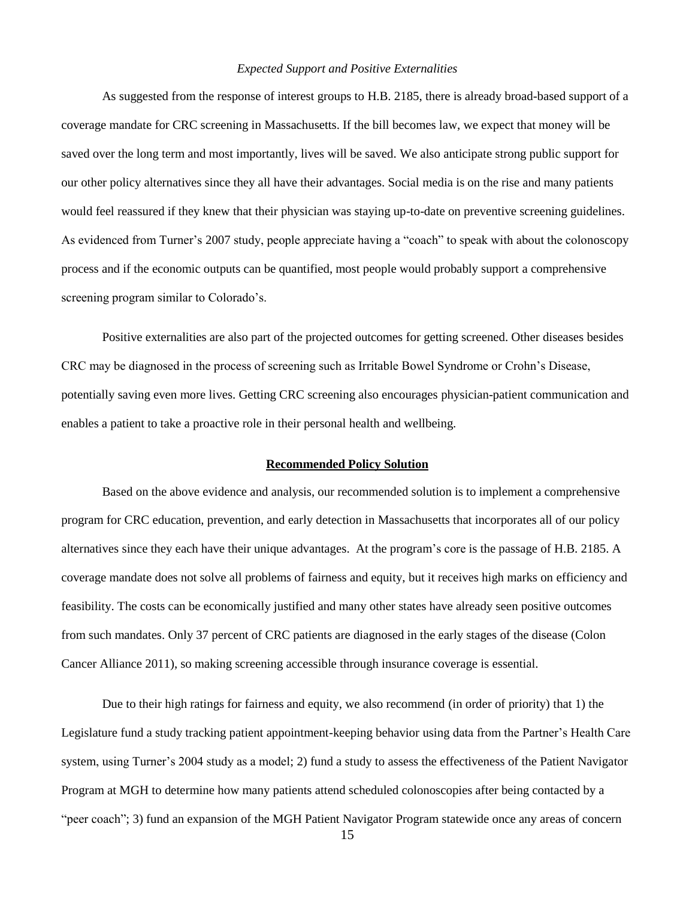*Expected Support and Positive Externalities*

As suggested from the response of interest groups to H.B. 2185, there is already broad-based support of a coverage mandate for CRC screening in Massachusetts. If the bill becomes law, we expect that money will be saved over the long term and most importantly, lives will be saved. We also anticipate strong public support for our other policy alternatives since they all have their advantages. Social media is on the rise and many patients would feel reassured if they knew that their physician was staying up-to-date on preventive screening guidelines. As evidenced from Turner's 2007 study, people appreciate having a "coach" to speak with about the colonoscopy process and if the economic outputs can be quantified, most people would probably support a comprehensive screening program similar to Colorado's.

Positive externalities are also part of the projected outcomes for getting screened. Other diseases besides CRC may be diagnosed in the process of screening such as Irritable Bowel Syndrome or Crohn's Disease, potentially saving even more lives. Getting CRC screening also encourages physician-patient communication and enables a patient to take a proactive role in their personal health and wellbeing.

## Recommended Policy Solution

Based on the above evidence and analysis, our recommended solution is to implement a comprehensive program for CRC education, prevention, and early detection in Massachusetts that incorporates all of our policy alternatives since they each have their unique advantages. At the program's core is the passage of H.B. 2185. A coverage mandate does not solve all problems of fairness and equity, but it receives high marks on efficiency and feasibility. The costs can be economically justified and many other states have already seen positive outcomes from such mandates. Only 37 percent of CRC patients are diagnosed in the early stages of the disease (Colon Cancer Alliance 2011), so making screening accessible through insurance coverage is essential.

Due to their high ratings for fairness and equity, we also recommend (in order of priority) that 1) the Legislature fund a study tracking patient appointment-keeping behavior using data from the Partner's Health Care system, using Turner's 2004 study as a model; 2) fund a study to assess the effectiveness of the Patient Navigator Program at MGH to determine how many patients attend scheduled colonoscopies after being contacted by a "peer coach"; 3) fund an expansion of the MGH Patient Navigator Program statewide once any areas of concern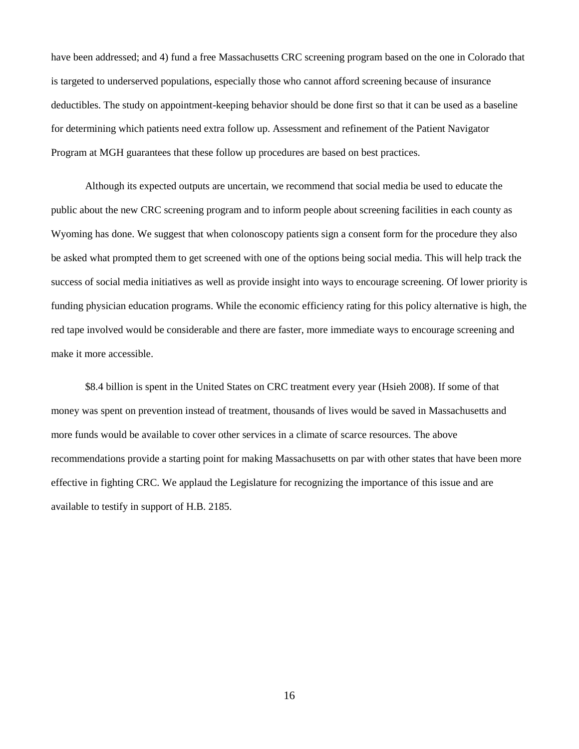have been addressed; and 4) fund a free Massachusetts CRC screening program based on the one in Colorado that is targeted to underserved populations, especially those who cannot afford screening because of insurance deductibles. The study on appointment-keeping behavior should be done first so that it can be used as a baseline for determining which patients need extra follow up. Assessment and refinement of the Patient Navigator Program at MGH guarantees that these follow up procedures are based on best practices.

Although its expected outputs are uncertain, we recommend that social media be used to educate the public about the new CRC screening program and to inform people about screening facilities in each county as Wyoming has done. We suggest that when colonoscopy patients sign a consent form for the procedure they also be asked what prompted them to get screened with one of the options being social media. This will help track the success of social media initiatives as well as provide insight into ways to encourage screening. Of lower priority is funding physician education programs. While the economic efficiency rating for this policy alternative is high, the red tape involved would be considerable and there are faster, more immediate ways to encourage screening and make it more accessible.

$8.4 billion is spent in the United States on CRC treatment every year (Hsieh 2008). If some of that money was spent on prevention instead of treatment, thousands of lives would be saved in Massachusetts and more funds would be available to cover other services in a climate of scarce resources. The above recommendations provide a starting point for making Massachusetts on par with other states that have been more effective in fighting CRC. We applaud the Legislature for recognizing the importance of this issue and are available to testify in support of H.B. 2185.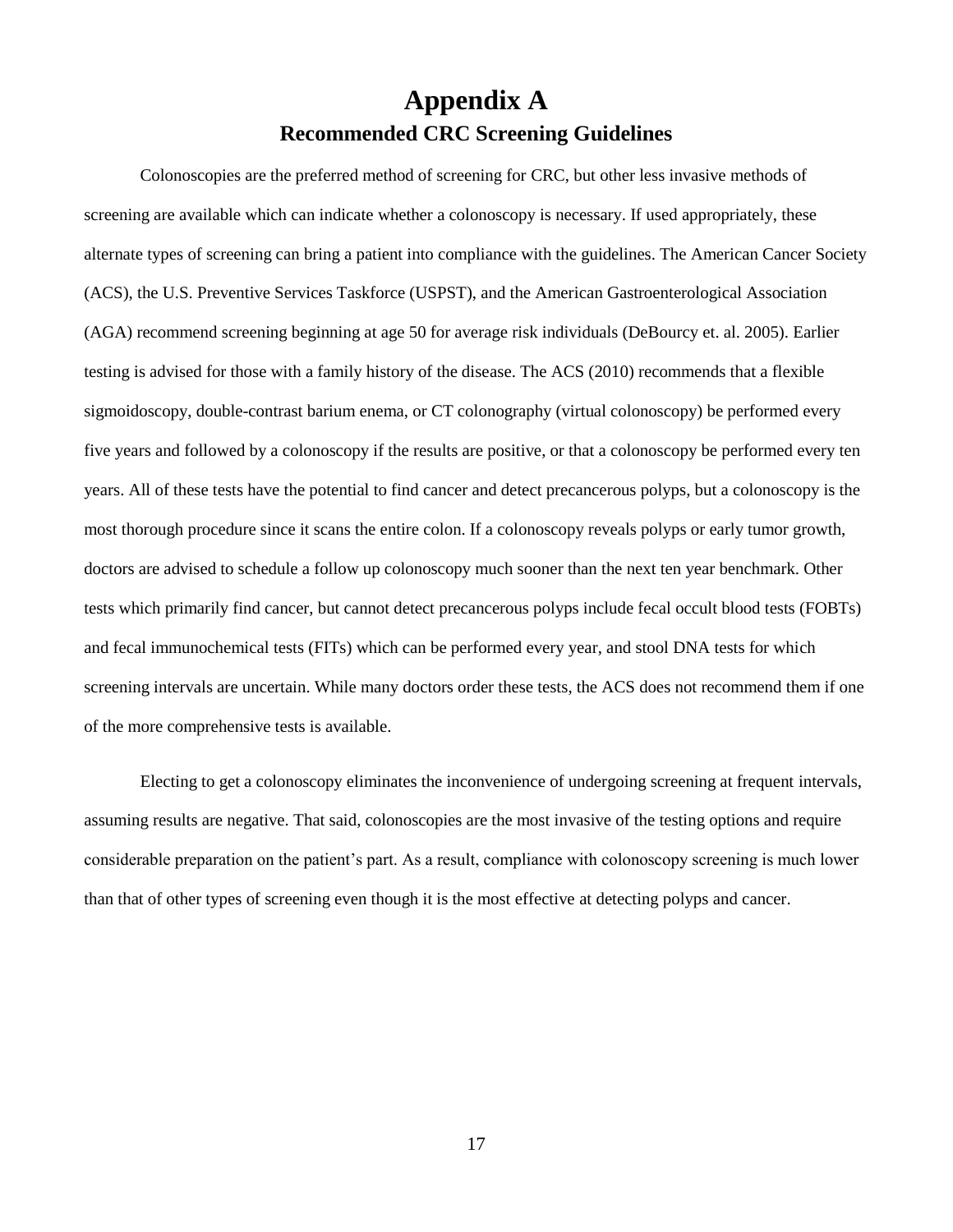# Appendix A

## Recommended CRC Screening Guidelines

Colonoscopies are the preferred method of screening for CRC, but other less invasive methods of screening are available which can indicate whether a colonoscopy is necessary. If used appropriately, these alternate types of screening can bring a patient into compliance with the guidelines. The American Cancer Society (ACS), the U.S. Preventive Services Taskforce (USPST), and the American Gastroenterological Association (AGA) recommend screening beginning at age 50 for average risk individuals (DeBourcy et. al. 2005). Earlier testing is advised for those with a family history of the disease. The ACS (2010) recommends that a flexible sigmoidoscopy, double-contrast barium enema, or CT colonography (virtual colonoscopy) be performed every five years and followed by a colonoscopy if the results are positive, or that a colonoscopy be performed every ten years. All of these tests have the potential to find cancer and detect precancerous polyps, but a colonoscopy is the most thorough procedure since it scans the entire colon. If a colonoscopy reveals polyps or early tumor growth, doctors are advised to schedule a follow up colonoscopy much sooner than the next ten year benchmark. Other tests which primarily find cancer, but cannot detect precancerous polyps include fecal occult blood tests (FOBTs) and fecal immunochemical tests (FITs) which can be performed every year, and stool DNA tests for which screening intervals are uncertain. While many doctors order these tests, the ACS does not recommend them if one of the more comprehensive tests is available.

Electing to get a colonoscopy eliminates the inconvenience of undergoing screening at frequent intervals, assuming results are negative. That said, colonoscopies are the most invasive of the testing options and require considerable preparation on the patient's part. As a result, compliance with colonoscopy screening is much lower than that of other types of screening even though it is the most effective at detecting polyps and cancer.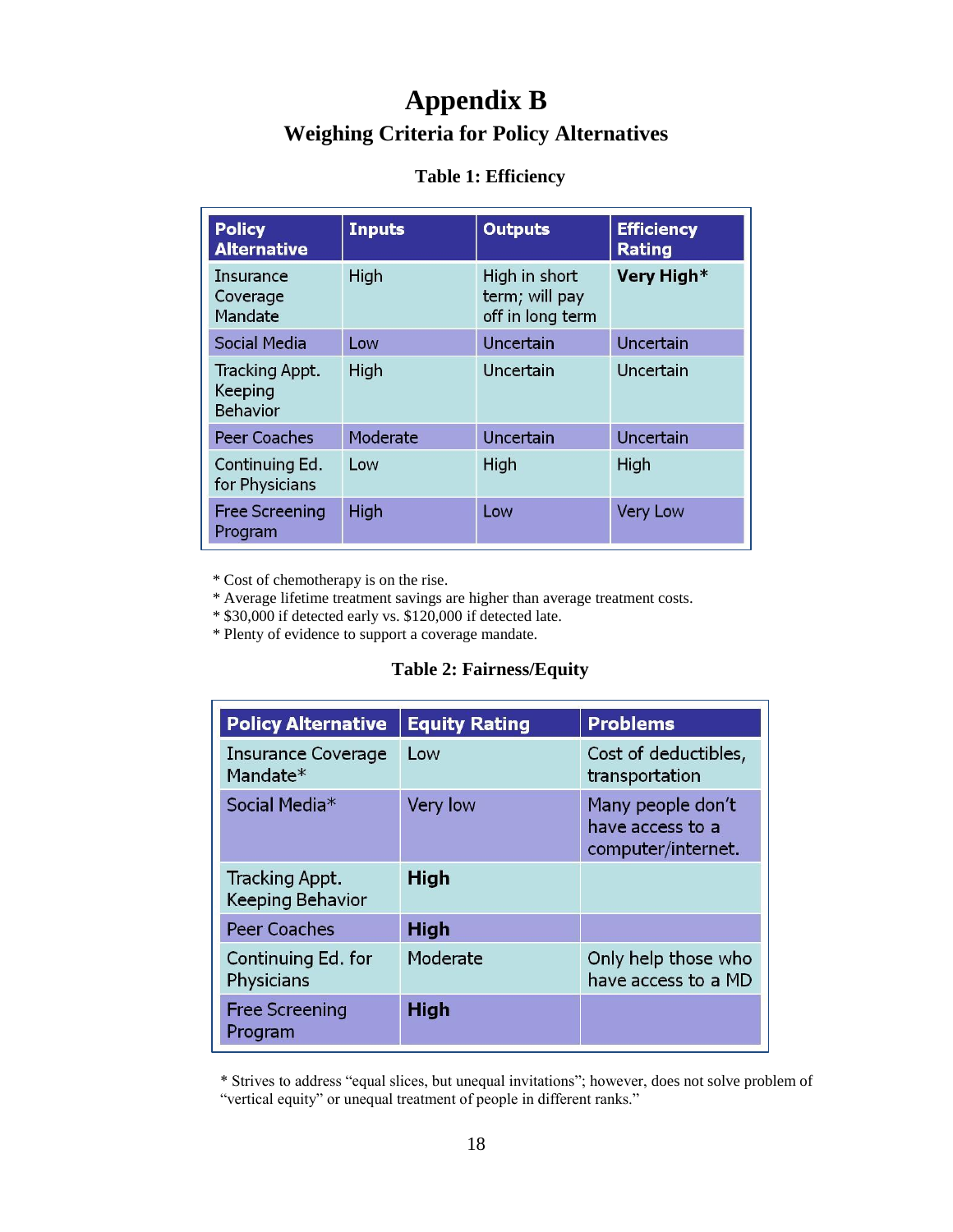# Appendix B

## Weighing Criteria for Policy Alternatives

**Table 1: Efficiency**

| Policy Alternative | Inputs | Outputs | Efficiency Rating |
|---|---|---|---|
| Insurance Coverage Mandate | High | High in short term; will pay off in long term | **Very High***  |
| Social Media | Low | Uncertain | Uncertain |
| Tracking Appt. Keeping Behavior | High | Uncertain | Uncertain |
| Peer Coaches | Moderate | Uncertain | Uncertain |
| Continuing Ed. for Physicians | Low | High | High |
| Free Screening Program | High | Low | Very Low |

\* Cost of chemotherapy is on the rise.
\* Average lifetime treatment savings are higher than average treatment costs.
\* $30,000 if detected early vs. $120,000 if detected late.
\* Plenty of evidence to support a coverage mandate.

**Table 2: Fairness/Equity**

| Policy Alternative | Equity Rating | Problems |
|---|---|---|
| Insurance Coverage Mandate* | Low | Cost of deductibles, transportation |
| Social Media* | Very low | Many people don't have access to a computer/internet. |
| Tracking Appt. Keeping Behavior | **High** | |
| Peer Coaches | **High** | |
| Continuing Ed. for Physicians | Moderate | Only help those who have access to a MD |
| Free Screening Program | **High** | |

\* Strives to address "equal slices, but unequal invitations"; however, does not solve problem of "vertical equity" or unequal treatment of people in different ranks."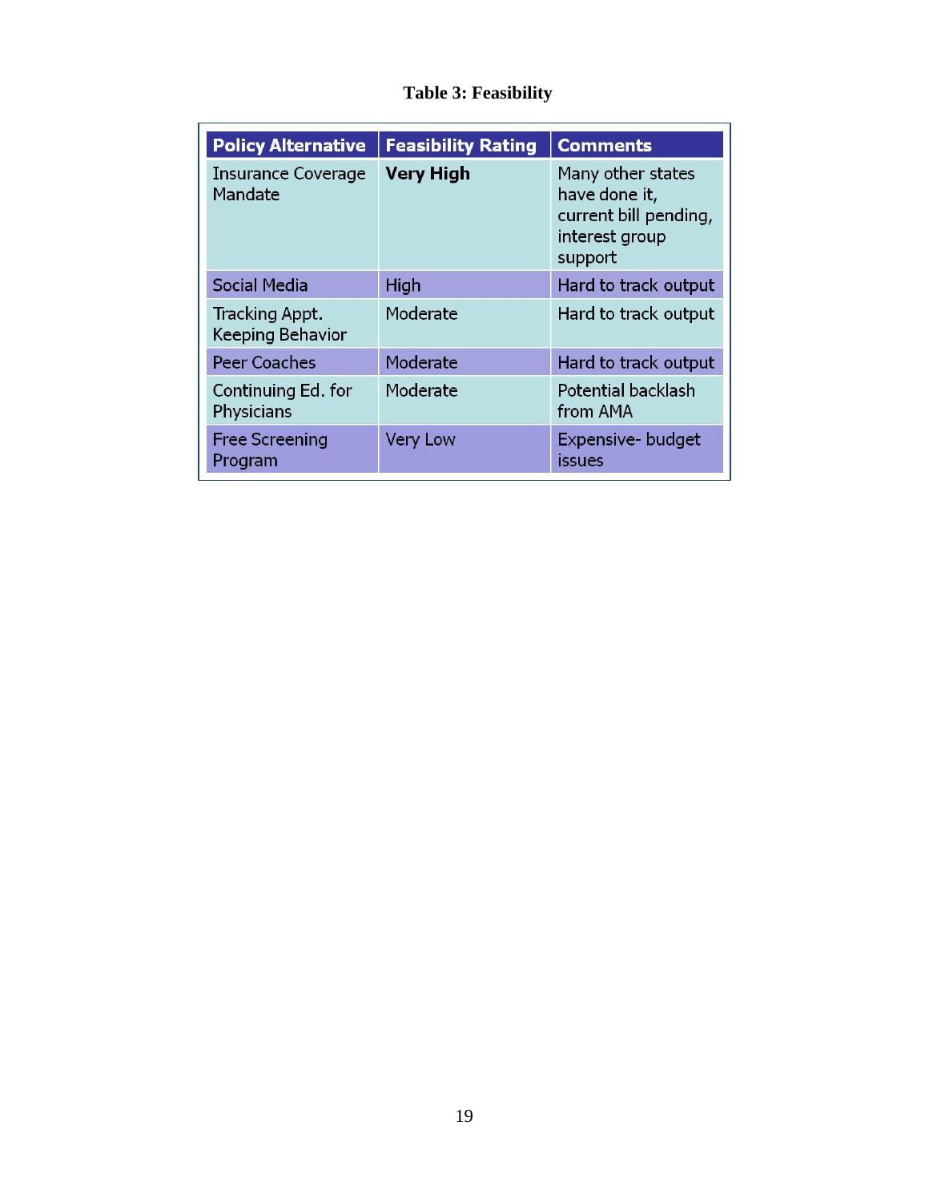**Table 3: Feasibility**

| Policy Alternative | Feasibility Rating | Comments |
| --- | --- | --- |
| Insurance Coverage Mandate | **Very High** | Many other states have done it, current bill pending, interest group support |
| Social Media | High | Hard to track output |
| Tracking Appt. Keeping Behavior | Moderate | Hard to track output |
| Peer Coaches | Moderate | Hard to track output |
| Continuing Ed. for Physicians | Moderate | Potential backlash from AMA |
| Free Screening Program | Very Low | Expensive- budget issues |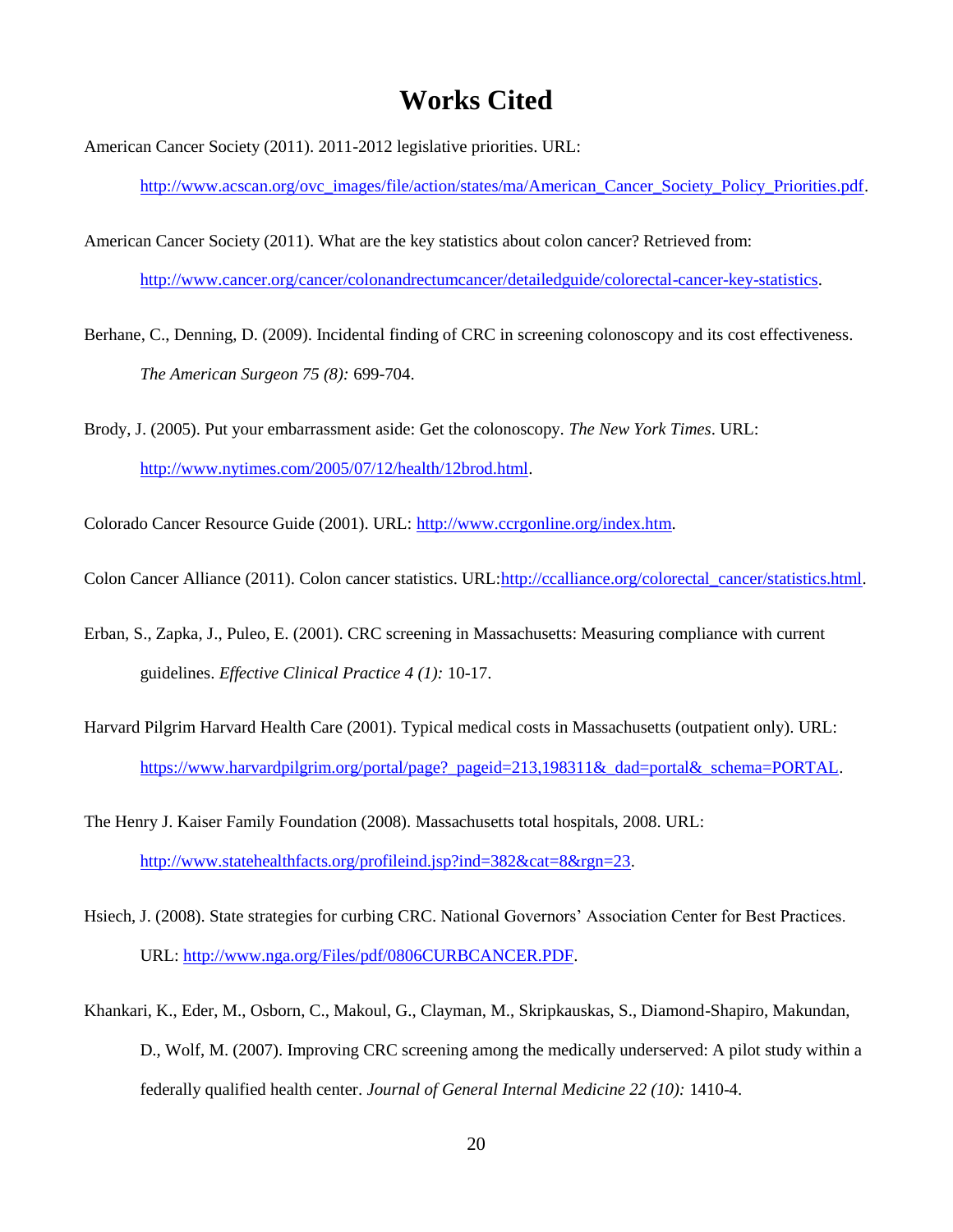# Works Cited

American Cancer Society (2011). 2011-2012 legislative priorities. URL: [http://www.acscan.org/ovc_images/file/action/states/ma/American_Cancer_Society_Policy_Priorities.pdf](http://www.acscan.org/ovc_images/file/action/states/ma/American_Cancer_Society_Policy_Priorities.pdf).

American Cancer Society (2011). What are the key statistics about colon cancer? Retrieved from: [http://www.cancer.org/cancer/colonandrectumcancer/detailedguide/colorectal-cancer-key-statistics](http://www.cancer.org/cancer/colonandrectumcancer/detailedguide/colorectal-cancer-key-statistics).

Berhane, C., Denning, D. (2009). Incidental finding of CRC in screening colonoscopy and its cost effectiveness. *The American Surgeon 75 (8):* 699-704.

Brody, J. (2005). Put your embarrassment aside: Get the colonoscopy. *The New York Times*. URL: [http://www.nytimes.com/2005/07/12/health/12brod.html](http://www.nytimes.com/2005/07/12/health/12brod.html).

Colorado Cancer Resource Guide (2001). URL: [http://www.ccrgonline.org/index.htm](http://www.ccrgonline.org/index.htm).

Colon Cancer Alliance (2011). Colon cancer statistics. URL:[http://ccalliance.org/colorectal_cancer/statistics.html](http://ccalliance.org/colorectal_cancer/statistics.html).

Erban, S., Zapka, J., Puleo, E. (2001). CRC screening in Massachusetts: Measuring compliance with current guidelines. *Effective Clinical Practice 4 (1):* 10-17.

Harvard Pilgrim Harvard Health Care (2001). Typical medical costs in Massachusetts (outpatient only). URL: [https://www.harvardpilgrim.org/portal/page?_pageid=213,198311&_dad=portal&_schema=PORTAL](https://www.harvardpilgrim.org/portal/page?_pageid=213,198311&_dad=portal&_schema=PORTAL).

The Henry J. Kaiser Family Foundation (2008). Massachusetts total hospitals, 2008. URL: [http://www.statehealthfacts.org/profileind.jsp?ind=382&cat=8&rgn=23](http://www.statehealthfacts.org/profileind.jsp?ind=382&cat=8&rgn=23).

Hsiech, J. (2008). State strategies for curbing CRC. National Governors' Association Center for Best Practices. URL: [http://www.nga.org/Files/pdf/0806CURBCANCER.PDF](http://www.nga.org/Files/pdf/0806CURBCANCER.PDF).

Khankari, K., Eder, M., Osborn, C., Makoul, G., Clayman, M., Skripkauskas, S., Diamond-Shapiro, Makundan, D., Wolf, M. (2007). Improving CRC screening among the medically underserved: A pilot study within a federally qualified health center. *Journal of General Internal Medicine 22 (10):* 1410-4.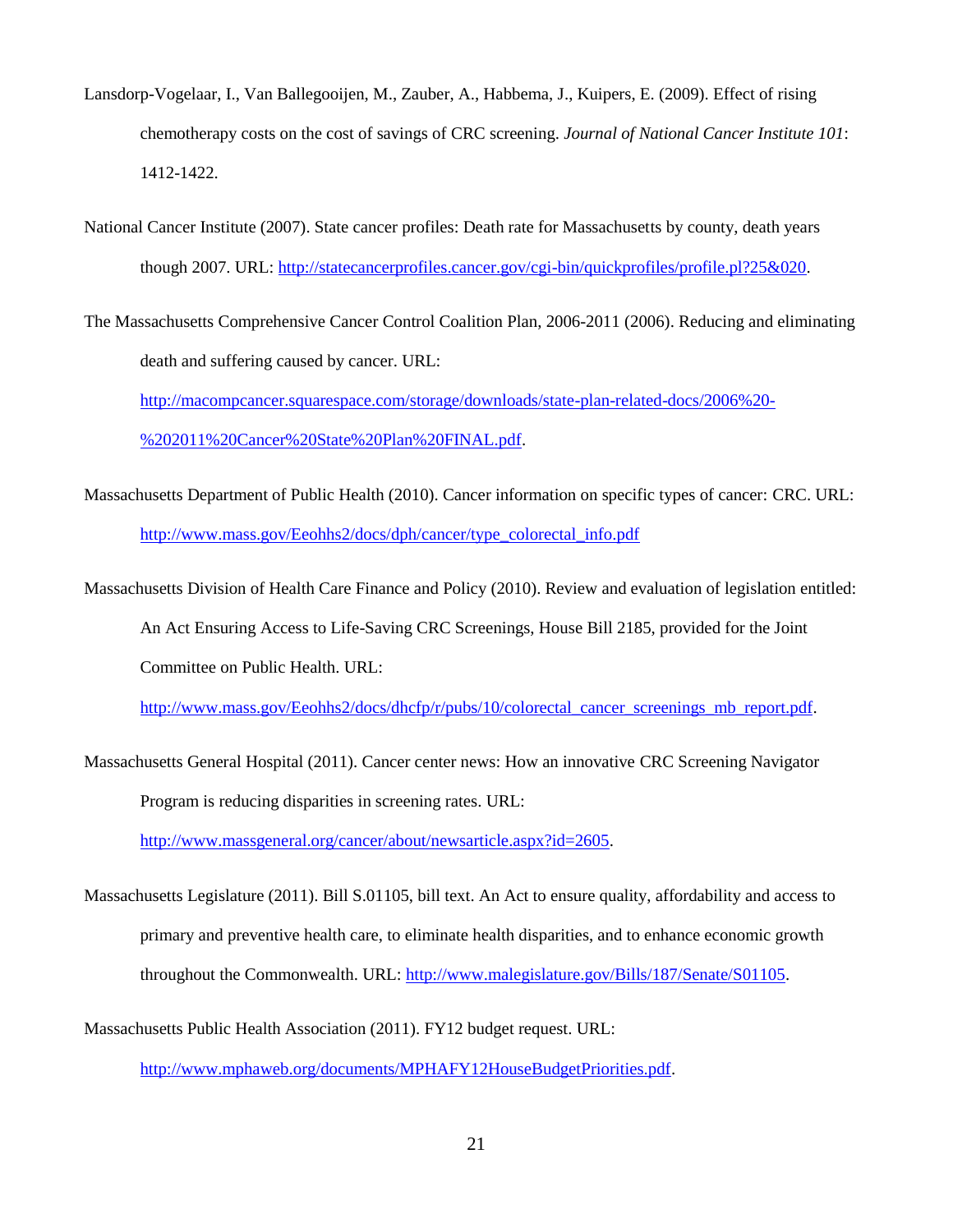Lansdorp-Vogelaar, I., Van Ballegooijen, M., Zauber, A., Habbema, J., Kuipers, E. (2009). Effect of rising chemotherapy costs on the cost of savings of CRC screening. *Journal of National Cancer Institute 101*: 1412-1422.

National Cancer Institute (2007). State cancer profiles: Death rate for Massachusetts by county, death years though 2007. URL: http://statecancerprofiles.cancer.gov/cgi-bin/quickprofiles/profile.pl?25&020.

The Massachusetts Comprehensive Cancer Control Coalition Plan, 2006-2011 (2006). Reducing and eliminating death and suffering caused by cancer. URL: http://macompcancer.squarespace.com/storage/downloads/state-plan-related-docs/2006%20-%202011%20Cancer%20State%20Plan%20FINAL.pdf.

Massachusetts Department of Public Health (2010). Cancer information on specific types of cancer: CRC. URL: http://www.mass.gov/Eeohhs2/docs/dph/cancer/type_colorectal_info.pdf

Massachusetts Division of Health Care Finance and Policy (2010). Review and evaluation of legislation entitled: An Act Ensuring Access to Life-Saving CRC Screenings, House Bill 2185, provided for the Joint Committee on Public Health. URL: http://www.mass.gov/Eeohhs2/docs/dhcfp/r/pubs/10/colorectal_cancer_screenings_mb_report.pdf.

Massachusetts General Hospital (2011). Cancer center news: How an innovative CRC Screening Navigator Program is reducing disparities in screening rates. URL: http://www.massgeneral.org/cancer/about/newsarticle.aspx?id=2605.

Massachusetts Legislature (2011). Bill S.01105, bill text. An Act to ensure quality, affordability and access to primary and preventive health care, to eliminate health disparities, and to enhance economic growth throughout the Commonwealth. URL: http://www.malegislature.gov/Bills/187/Senate/S01105.

Massachusetts Public Health Association (2011). FY12 budget request. URL: http://www.mphaweb.org/documents/MPHAFY12HouseBudgetPriorities.pdf.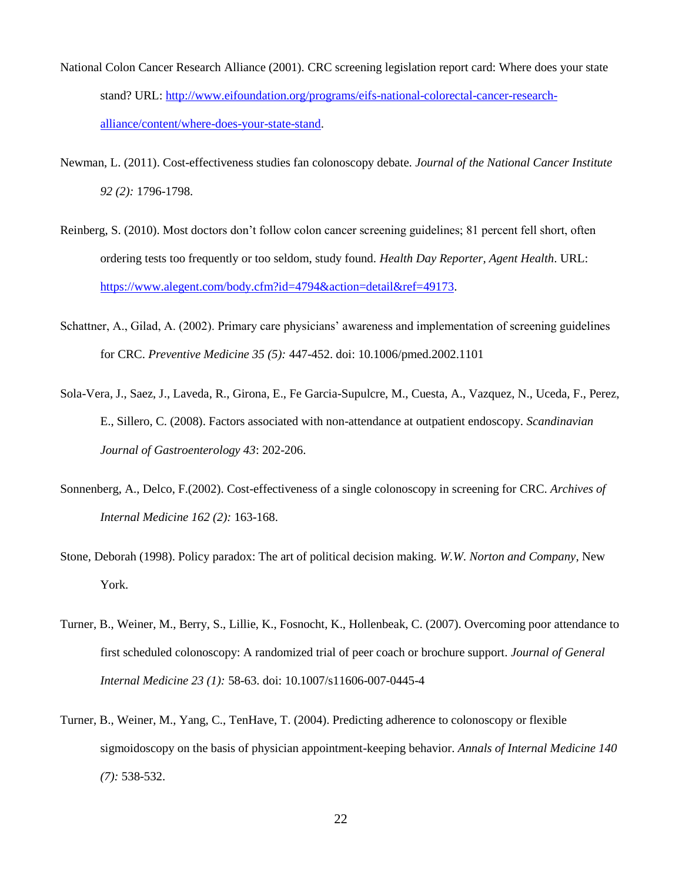National Colon Cancer Research Alliance (2001). CRC screening legislation report card: Where does your state stand? URL: [http://www.eifoundation.org/programs/eifs-national-colorectal-cancer-research-alliance/content/where-does-your-state-stand](http://www.eifoundation.org/programs/eifs-national-colorectal-cancer-research-alliance/content/where-does-your-state-stand).

Newman, L. (2011). Cost-effectiveness studies fan colonoscopy debate. *Journal of the National Cancer Institute 92 (2):* 1796-1798.

Reinberg, S. (2010). Most doctors don't follow colon cancer screening guidelines; 81 percent fell short, often ordering tests too frequently or too seldom, study found. *Health Day Reporter, Agent Health*. URL: [https://www.alegent.com/body.cfm?id=4794&action=detail&ref=49173](https://www.alegent.com/body.cfm?id=4794&action=detail&ref=49173).

Schattner, A., Gilad, A. (2002). Primary care physicians' awareness and implementation of screening guidelines for CRC. *Preventive Medicine 35 (5):* 447-452. doi: 10.1006/pmed.2002.1101

Sola-Vera, J., Saez, J., Laveda, R., Girona, E., Fe Garcia-Supulcre, M., Cuesta, A., Vazquez, N., Uceda, F., Perez, E., Sillero, C. (2008). Factors associated with non-attendance at outpatient endoscopy. *Scandinavian Journal of Gastroenterology 43*: 202-206.

Sonnenberg, A., Delco, F.(2002). Cost-effectiveness of a single colonoscopy in screening for CRC. *Archives of Internal Medicine 162 (2):* 163-168.

Stone, Deborah (1998). Policy paradox: The art of political decision making. *W.W. Norton and Company*, New York.

Turner, B., Weiner, M., Berry, S., Lillie, K., Fosnocht, K., Hollenbeak, C. (2007). Overcoming poor attendance to first scheduled colonoscopy: A randomized trial of peer coach or brochure support. *Journal of General Internal Medicine 23 (1):* 58-63. doi: 10.1007/s11606-007-0445-4

Turner, B., Weiner, M., Yang, C., TenHave, T. (2004). Predicting adherence to colonoscopy or flexible sigmoidoscopy on the basis of physician appointment-keeping behavior. *Annals of Internal Medicine 140 (7):* 538-532.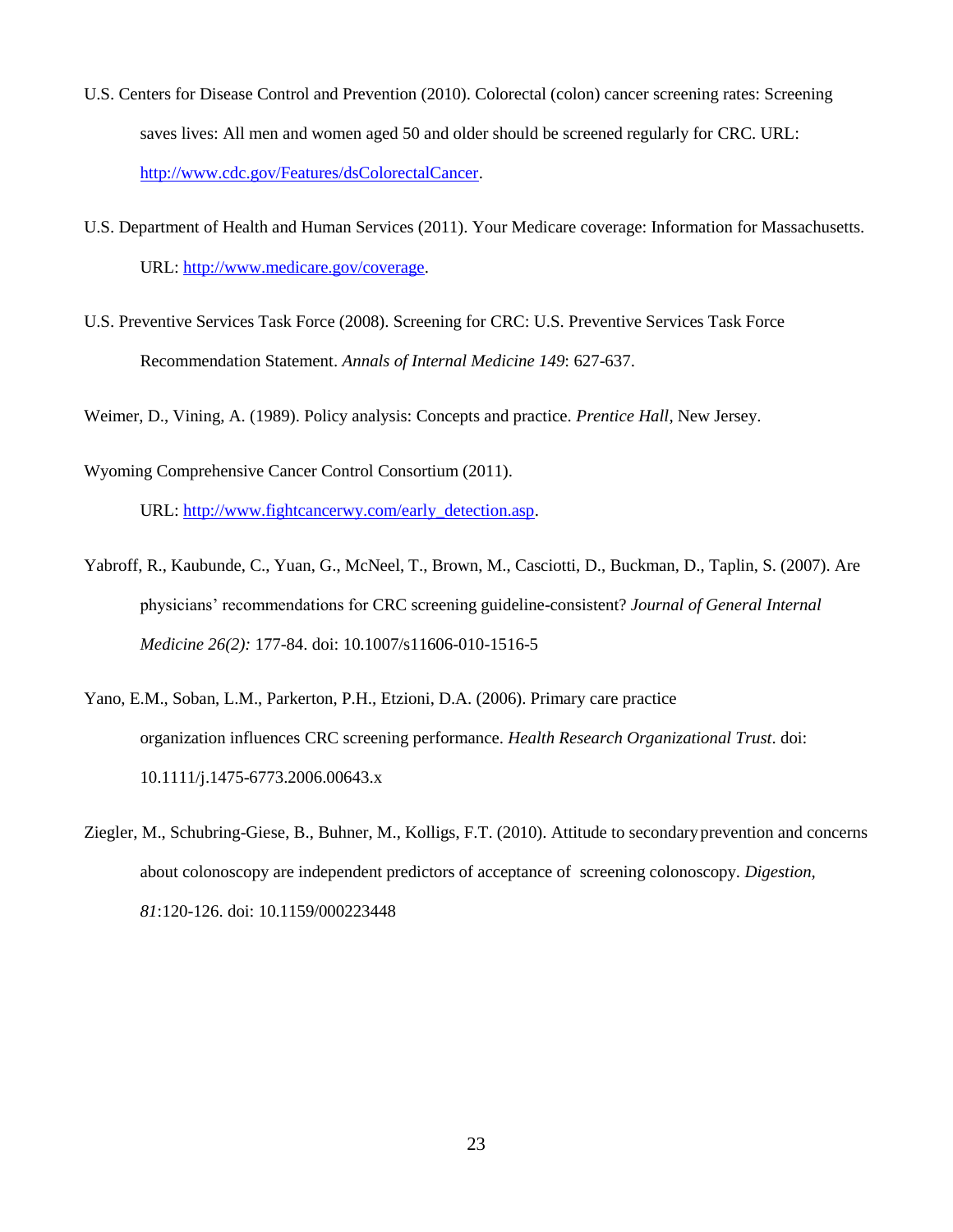U.S. Centers for Disease Control and Prevention (2010). Colorectal (colon) cancer screening rates: Screening saves lives: All men and women aged 50 and older should be screened regularly for CRC. URL: http://www.cdc.gov/Features/dsColorectalCancer.

U.S. Department of Health and Human Services (2011). Your Medicare coverage: Information for Massachusetts. URL: http://www.medicare.gov/coverage.

U.S. Preventive Services Task Force (2008). Screening for CRC: U.S. Preventive Services Task Force Recommendation Statement. *Annals of Internal Medicine 149*: 627-637.

Weimer, D., Vining, A. (1989). Policy analysis: Concepts and practice. *Prentice Hall*, New Jersey.

Wyoming Comprehensive Cancer Control Consortium (2011). URL: http://www.fightcancerwy.com/early_detection.asp.

Yabroff, R., Kaubunde, C., Yuan, G., McNeel, T., Brown, M., Casciotti, D., Buckman, D., Taplin, S. (2007). Are physicians' recommendations for CRC screening guideline-consistent? *Journal of General Internal Medicine 26(2):* 177-84. doi: 10.1007/s11606-010-1516-5

Yano, E.M., Soban, L.M., Parkerton, P.H., Etzioni, D.A. (2006). Primary care practice organization influences CRC screening performance. *Health Research Organizational Trust*. doi: 10.1111/j.1475-6773.2006.00643.x

Ziegler, M., Schubring-Giese, B., Buhner, M., Kolligs, F.T. (2010). Attitude to secondary prevention and concerns about colonoscopy are independent predictors of acceptance of screening colonoscopy. *Digestion, 81*:120-126. doi: 10.1159/000223448